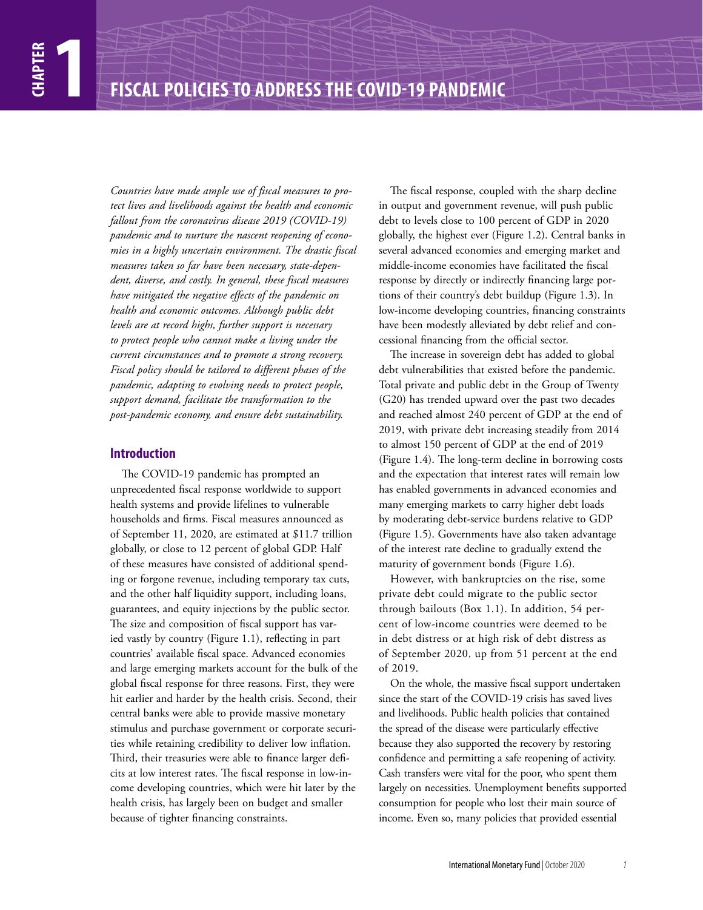# CHAPTER 1

# FISCAL POLICIES TO ADDRESS THE COVID-19 PANDEMIC

*Countries have made ample use of fiscal measures to protect lives and livelihoods against the health and economic fallout from the coronavirus disease 2019 (COVID-19) pandemic and to nurture the nascent reopening of economies in a highly uncertain environment. The drastic fiscal measures taken so far have been necessary, state-dependent, diverse, and costly. In general, these fiscal measures have mitigated the negative effects of the pandemic on health and economic outcomes. Although public debt levels are at record highs, further support is necessary to protect people who cannot make a living under the current circumstances and to promote a strong recovery. Fiscal policy should be tailored to different phases of the pandemic, adapting to evolving needs to protect people, support demand, facilitate the transformation to the post-pandemic economy, and ensure debt sustainability.*

## Introduction

The COVID-19 pandemic has prompted an unprecedented fiscal response worldwide to support health systems and provide lifelines to vulnerable households and firms. Fiscal measures announced as of September 11, 2020, are estimated at $11.7 trillion globally, or close to 12 percent of global GDP. Half of these measures have consisted of additional spending or forgone revenue, including temporary tax cuts, and the other half liquidity support, including loans, guarantees, and equity injections by the public sector. The size and composition of fiscal support has varied vastly by country (Figure 1.1), reflecting in part countries' available fiscal space. Advanced economies and large emerging markets account for the bulk of the global fiscal response for three reasons. First, they were hit earlier and harder by the health crisis. Second, their central banks were able to provide massive monetary stimulus and purchase government or corporate securities while retaining credibility to deliver low inflation. Third, their treasuries were able to finance larger deficits at low interest rates. The fiscal response in low-income developing countries, which were hit later by the health crisis, has largely been on budget and smaller because of tighter financing constraints.

The fiscal response, coupled with the sharp decline in output and government revenue, will push public debt to levels close to 100 percent of GDP in 2020 globally, the highest ever (Figure 1.2). Central banks in several advanced economies and emerging market and middle-income economies have facilitated the fiscal response by directly or indirectly financing large portions of their country's debt buildup (Figure 1.3). In low-income developing countries, financing constraints have been modestly alleviated by debt relief and concessional financing from the official sector.

The increase in sovereign debt has added to global debt vulnerabilities that existed before the pandemic. Total private and public debt in the Group of Twenty (G20) has trended upward over the past two decades and reached almost 240 percent of GDP at the end of 2019, with private debt increasing steadily from 2014 to almost 150 percent of GDP at the end of 2019 (Figure 1.4). The long-term decline in borrowing costs and the expectation that interest rates will remain low has enabled governments in advanced economies and many emerging markets to carry higher debt loads by moderating debt-service burdens relative to GDP (Figure 1.5). Governments have also taken advantage of the interest rate decline to gradually extend the maturity of government bonds (Figure 1.6).

However, with bankruptcies on the rise, some private debt could migrate to the public sector through bailouts (Box 1.1). In addition, 54 percent of low-income countries were deemed to be in debt distress or at high risk of debt distress as of September 2020, up from 51 percent at the end of 2019.

On the whole, the massive fiscal support undertaken since the start of the COVID-19 crisis has saved lives and livelihoods. Public health policies that contained the spread of the disease were particularly effective because they also supported the recovery by restoring confidence and permitting a safe reopening of activity. Cash transfers were vital for the poor, who spent them largely on necessities. Unemployment benefits supported consumption for people who lost their main source of income. Even so, many policies that provided essential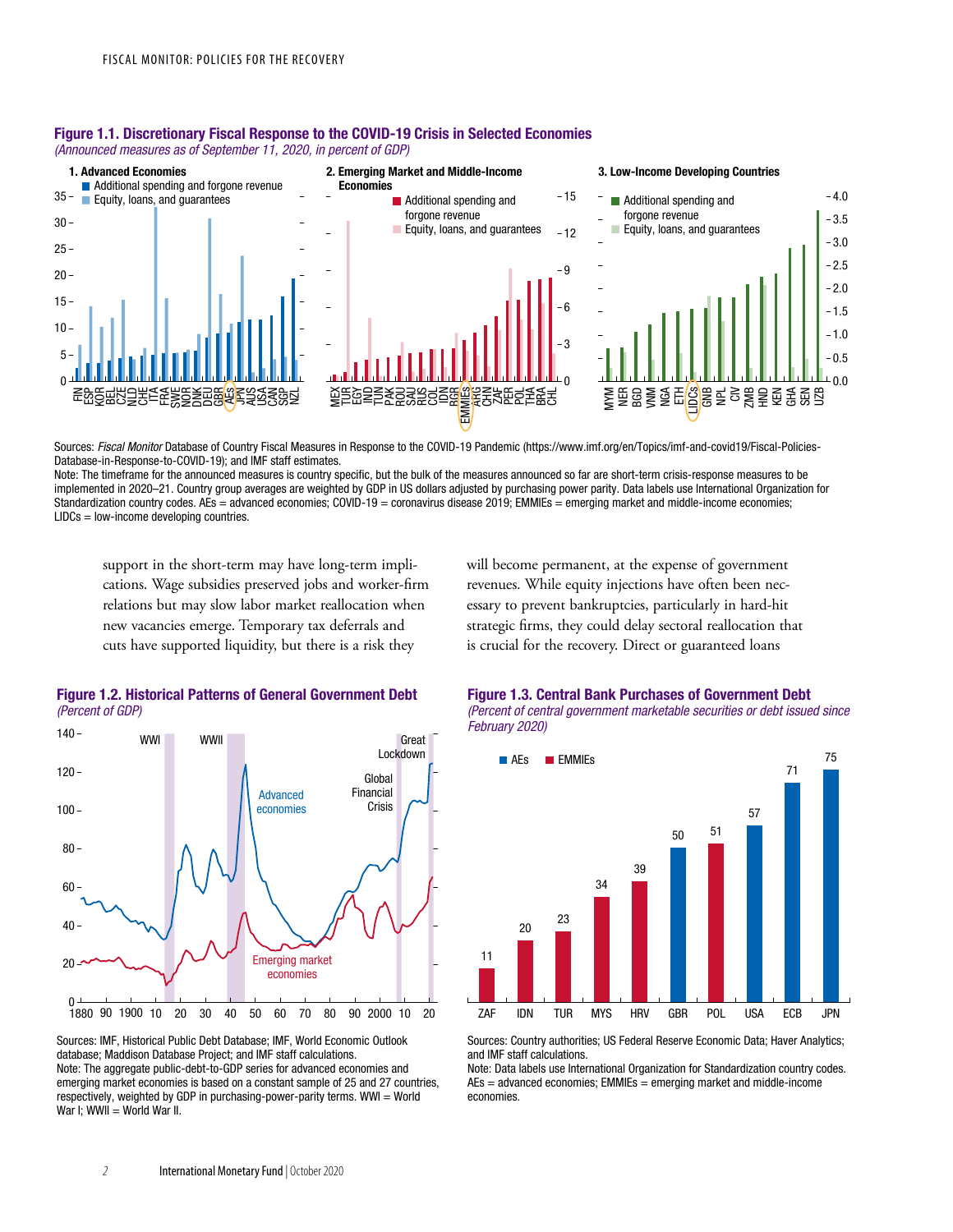**Figure 1.1. Discretionary Fiscal Response to the COVID-19 Crisis in Selected Economies**

*(Announced measures as of September 11, 2020, in percent of GDP)*

Sources: *Fiscal Monitor* Database of Country Fiscal Measures in Response to the COVID-19 Pandemic (https://www.imf.org/en/Topics/imf-and-covid19/Fiscal-Policies-Database-in-Response-to-COVID-19); and IMF staff estimates.

Note: The timeframe for the announced measures is country specific, but the bulk of the measures announced so far are short-term crisis-response measures to be implemented in 2020–21. Country group averages are weighted by GDP in US dollars adjusted by purchasing power parity. Data labels use International Organization for Standardization country codes. AEs = advanced economies; COVID-19 = coronavirus disease 2019; EMMIEs = emerging market and middle-income economies; LIDCs = low-income developing countries.

support in the short-term may have long-term implications. Wage subsidies preserved jobs and worker-firm relations but may slow labor market reallocation when new vacancies emerge. Temporary tax deferrals and cuts have supported liquidity, but there is a risk they will become permanent, at the expense of government revenues. While equity injections have often been necessary to prevent bankruptcies, particularly in hard-hit strategic firms, they could delay sectoral reallocation that is crucial for the recovery. Direct or guaranteed loans

**Figure 1.2. Historical Patterns of General Government Debt**

*(Percent of GDP)*

Sources: IMF, Historical Public Debt Database; IMF, World Economic Outlook database; Maddison Database Project; and IMF staff calculations.

Note: The aggregate public-debt-to-GDP series for advanced economies and emerging market economies is based on a constant sample of 25 and 27 countries, respectively, weighted by GDP in purchasing-power-parity terms. WWI = World War I; WWII = World War II.

**Figure 1.3. Central Bank Purchases of Government Debt**

*(Percent of central government marketable securities or debt issued since February 2020)*

Sources: Country authorities; US Federal Reserve Economic Data; Haver Analytics; and IMF staff calculations.

Note: Data labels use International Organization for Standardization country codes. AEs = advanced economies; EMMIEs = emerging market and middle-income economies.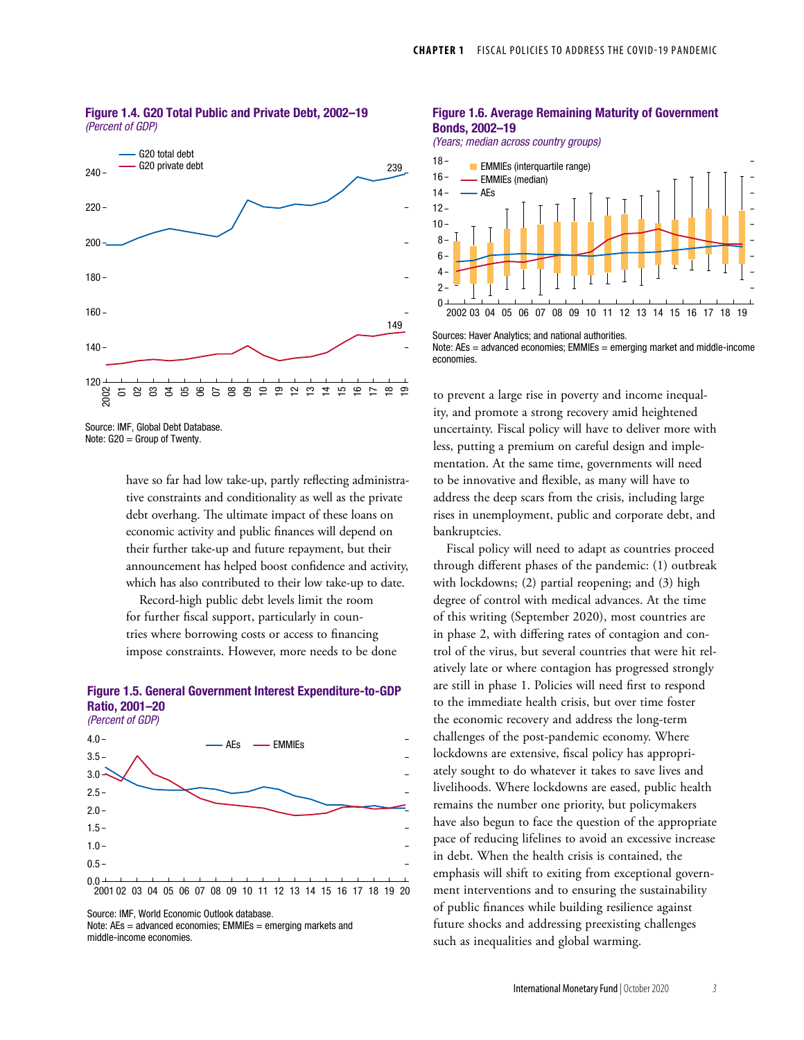**Figure 1.4. G20 Total Public and Private Debt, 2002–19**
*(Percent of GDP)*

Source: IMF, Global Debt Database.
Note: G20 = Group of Twenty.

have so far had low take-up, partly reflecting administrative constraints and conditionality as well as the private debt overhang. The ultimate impact of these loans on economic activity and public finances will depend on their further take-up and future repayment, but their announcement has helped boost confidence and activity, which has also contributed to their low take-up to date.

Record-high public debt levels limit the room for further fiscal support, particularly in countries where borrowing costs or access to financing impose constraints. However, more needs to be done to prevent a large rise in poverty and income inequality, and promote a strong recovery amid heightened uncertainty. Fiscal policy will have to deliver more with less, putting a premium on careful design and implementation. At the same time, governments will need to be innovative and flexible, as many will have to address the deep scars from the crisis, including large rises in unemployment, public and corporate debt, and bankruptcies.

**Figure 1.5. General Government Interest Expenditure-to-GDP Ratio, 2001–20**
*(Percent of GDP)*

Source: IMF, World Economic Outlook database.
Note: AEs = advanced economies; EMMIEs = emerging markets and middle-income economies.

**Figure 1.6. Average Remaining Maturity of Government Bonds, 2002–19**
*(Years; median across country groups)*

Sources: Haver Analytics; and national authorities.
Note: AEs = advanced economies; EMMIEs = emerging market and middle-income economies.

Fiscal policy will need to adapt as countries proceed through different phases of the pandemic: (1) outbreak with lockdowns; (2) partial reopening; and (3) high degree of control with medical advances. At the time of this writing (September 2020), most countries are in phase 2, with differing rates of contagion and control of the virus, but several countries that were hit relatively late or where contagion has progressed strongly are still in phase 1. Policies will need first to respond to the immediate health crisis, but over time foster the economic recovery and address the long-term challenges of the post-pandemic economy. Where lockdowns are extensive, fiscal policy has appropriately sought to do whatever it takes to save lives and livelihoods. Where lockdowns are eased, public health remains the number one priority, but policymakers have also begun to face the question of the appropriate pace of reducing lifelines to avoid an excessive increase in debt. When the health crisis is contained, the emphasis will shift to exiting from exceptional government interventions and to ensuring the sustainability of public finances while building resilience against future shocks and addressing preexisting challenges such as inequalities and global warming.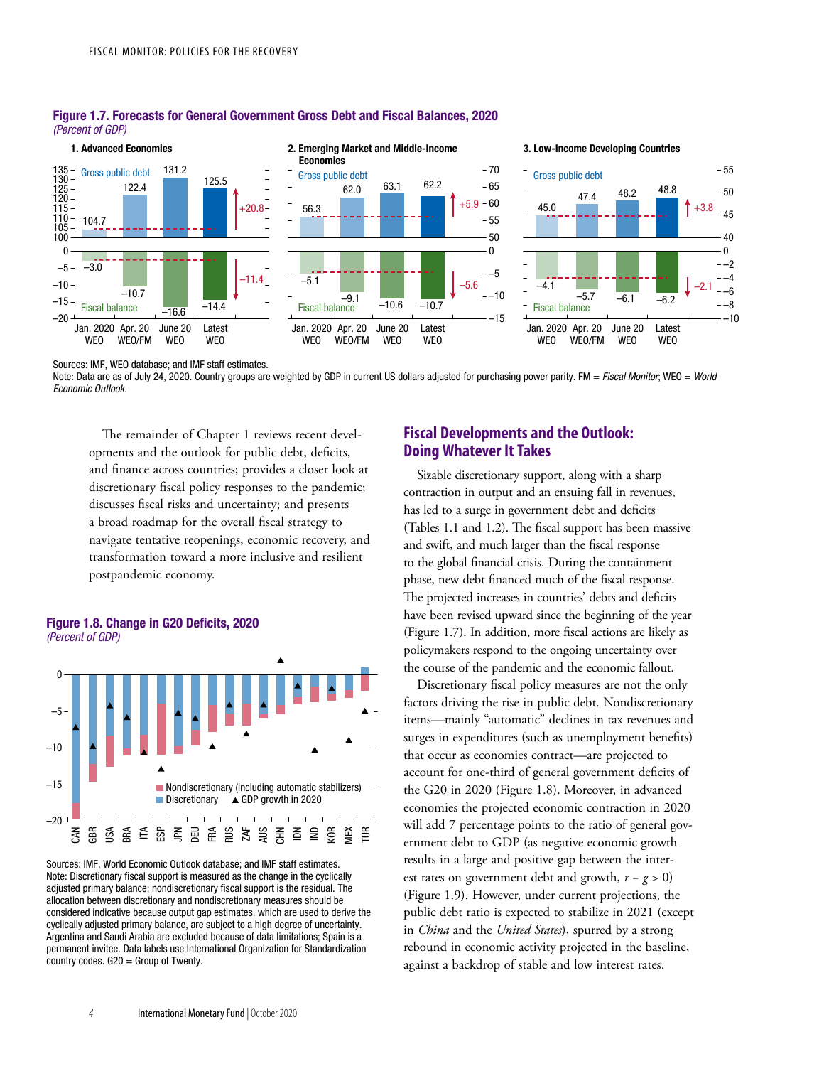**Figure 1.7. Forecasts for General Government Gross Debt and Fiscal Balances, 2020**
*(Percent of GDP)*

Sources: IMF, WEO database; and IMF staff estimates.
Note: Data are as of July 24, 2020. Country groups are weighted by GDP in current US dollars adjusted for purchasing power parity. FM = *Fiscal Monitor*; WEO = *World Economic Outlook*.

The remainder of Chapter 1 reviews recent developments and the outlook for public debt, deficits, and finance across countries; provides a closer look at discretionary fiscal policy responses to the pandemic; discusses fiscal risks and uncertainty; and presents a broad roadmap for the overall fiscal strategy to navigate tentative reopenings, economic recovery, and transformation toward a more inclusive and resilient postpandemic economy.

**Figure 1.8. Change in G20 Deficits, 2020**
*(Percent of GDP)*

Sources: IMF, World Economic Outlook database; and IMF staff estimates.
Note: Discretionary fiscal support is measured as the change in the cyclically adjusted primary balance; nondiscretionary fiscal support is the residual. The allocation between discretionary and nondiscretionary measures should be considered indicative because output gap estimates, which are used to derive the cyclically adjusted primary balance, are subject to a high degree of uncertainty. Argentina and Saudi Arabia are excluded because of data limitations; Spain is a permanent invitee. Data labels use International Organization for Standardization country codes. G20 = Group of Twenty.

## Fiscal Developments and the Outlook: Doing Whatever It Takes

Sizable discretionary support, along with a sharp contraction in output and an ensuing fall in revenues, has led to a surge in government debt and deficits (Tables 1.1 and 1.2). The fiscal support has been massive and swift, and much larger than the fiscal response to the global financial crisis. During the containment phase, new debt financed much of the fiscal response. The projected increases in countries' debts and deficits have been revised upward since the beginning of the year (Figure 1.7). In addition, more fiscal actions are likely as policymakers respond to the ongoing uncertainty over the course of the pandemic and the economic fallout.

Discretionary fiscal policy measures are not the only factors driving the rise in public debt. Nondiscretionary items—mainly "automatic" declines in tax revenues and surges in expenditures (such as unemployment benefits) that occur as economies contract—are projected to account for one-third of general government deficits of the G20 in 2020 (Figure 1.8). Moreover, in advanced economies the projected economic contraction in 2020 will add 7 percentage points to the ratio of general government debt to GDP (as negative economic growth results in a large and positive gap between the interest rates on government debt and growth, $r - g > 0$) (Figure 1.9). However, under current projections, the public debt ratio is expected to stabilize in 2021 (except in *China* and the *United States*), spurred by a strong rebound in economic activity projected in the baseline, against a backdrop of stable and low interest rates.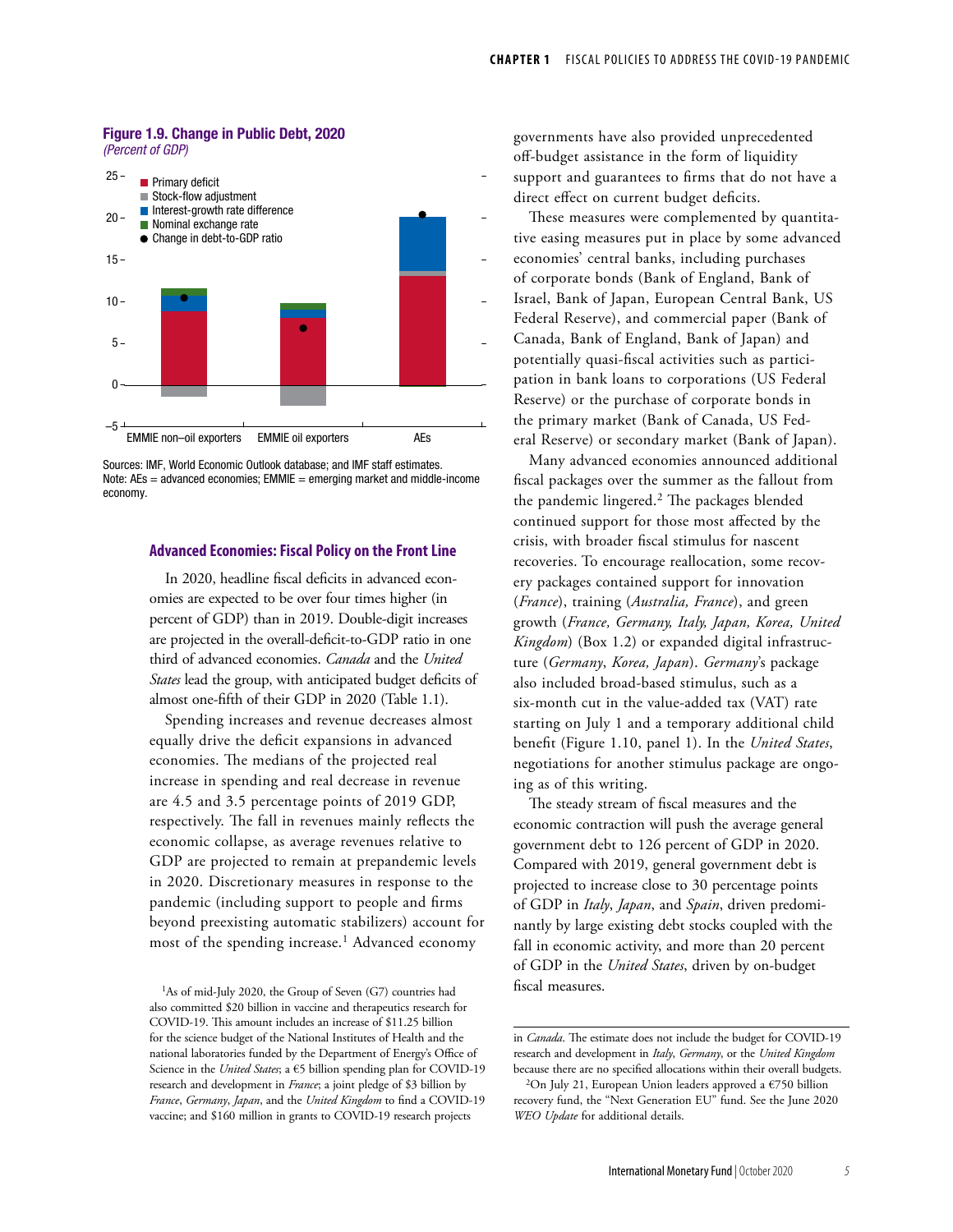**Figure 1.9. Change in Public Debt, 2020**
*(Percent of GDP)*

Sources: IMF, World Economic Outlook database; and IMF staff estimates.
Note: AEs = advanced economies; EMMIE = emerging market and middle-income economy.

### Advanced Economies: Fiscal Policy on the Front Line

In 2020, headline fiscal deficits in advanced economies are expected to be over four times higher (in percent of GDP) than in 2019. Double-digit increases are projected in the overall-deficit-to-GDP ratio in one third of advanced economies. *Canada* and the *United States* lead the group, with anticipated budget deficits of almost one-fifth of their GDP in 2020 (Table 1.1).

Spending increases and revenue decreases almost equally drive the deficit expansions in advanced economies. The medians of the projected real increase in spending and real decrease in revenue are 4.5 and 3.5 percentage points of 2019 GDP, respectively. The fall in revenues mainly reflects the economic collapse, as average revenues relative to GDP are projected to remain at prepandemic levels in 2020. Discretionary measures in response to the pandemic (including support to people and firms beyond preexisting automatic stabilizers) account for most of the spending increase.[1] Advanced economy governments have also provided unprecedented off-budget assistance in the form of liquidity support and guarantees to firms that do not have a direct effect on current budget deficits.

These measures were complemented by quantitative easing measures put in place by some advanced economies' central banks, including purchases of corporate bonds (Bank of England, Bank of Israel, Bank of Japan, European Central Bank, US Federal Reserve), and commercial paper (Bank of Canada, Bank of England, Bank of Japan) and potentially quasi-fiscal activities such as participation in bank loans to corporations (US Federal Reserve) or the purchase of corporate bonds in the primary market (Bank of Canada, US Federal Reserve) or secondary market (Bank of Japan).

Many advanced economies announced additional fiscal packages over the summer as the fallout from the pandemic lingered.[2] The packages blended continued support for those most affected by the crisis, with broader fiscal stimulus for nascent recoveries. To encourage reallocation, some recovery packages contained support for innovation (*France*), training (*Australia, France*), and green growth (*France, Germany, Italy, Japan, Korea, United Kingdom*) (Box 1.2) or expanded digital infrastructure (*Germany*, *Korea, Japan*). *Germany*'s package also included broad-based stimulus, such as a six-month cut in the value-added tax (VAT) rate starting on July 1 and a temporary additional child benefit (Figure 1.10, panel 1). In the *United States*, negotiations for another stimulus package are ongoing as of this writing.

The steady stream of fiscal measures and the economic contraction will push the average general government debt to 126 percent of GDP in 2020. Compared with 2019, general government debt is projected to increase close to 30 percentage points of GDP in *Italy*, *Japan*, and *Spain*, driven predominantly by large existing debt stocks coupled with the fall in economic activity, and more than 20 percent of GDP in the *United States*, driven by on-budget fiscal measures.

---

[1]As of mid-July 2020, the Group of Seven (G7) countries had also committed $20 billion in vaccine and therapeutics research for COVID-19. This amount includes an increase of $11.25 billion for the science budget of the National Institutes of Health and the national laboratories funded by the Department of Energy's Office of Science in the *United States*; a €5 billion spending plan for COVID-19 research and development in *France*; a joint pledge of $3 billion by *France*, *Germany*, *Japan*, and the *United Kingdom* to find a COVID-19 vaccine; and $160 million in grants to COVID-19 research projects in *Canada*. The estimate does not include the budget for COVID-19 research and development in *Italy*, *Germany*, or the *United Kingdom* because there are no specified allocations within their overall budgets.

[2]On July 21, European Union leaders approved a €750 billion recovery fund, the "Next Generation EU" fund. See the June 2020 *WEO Update* for additional details.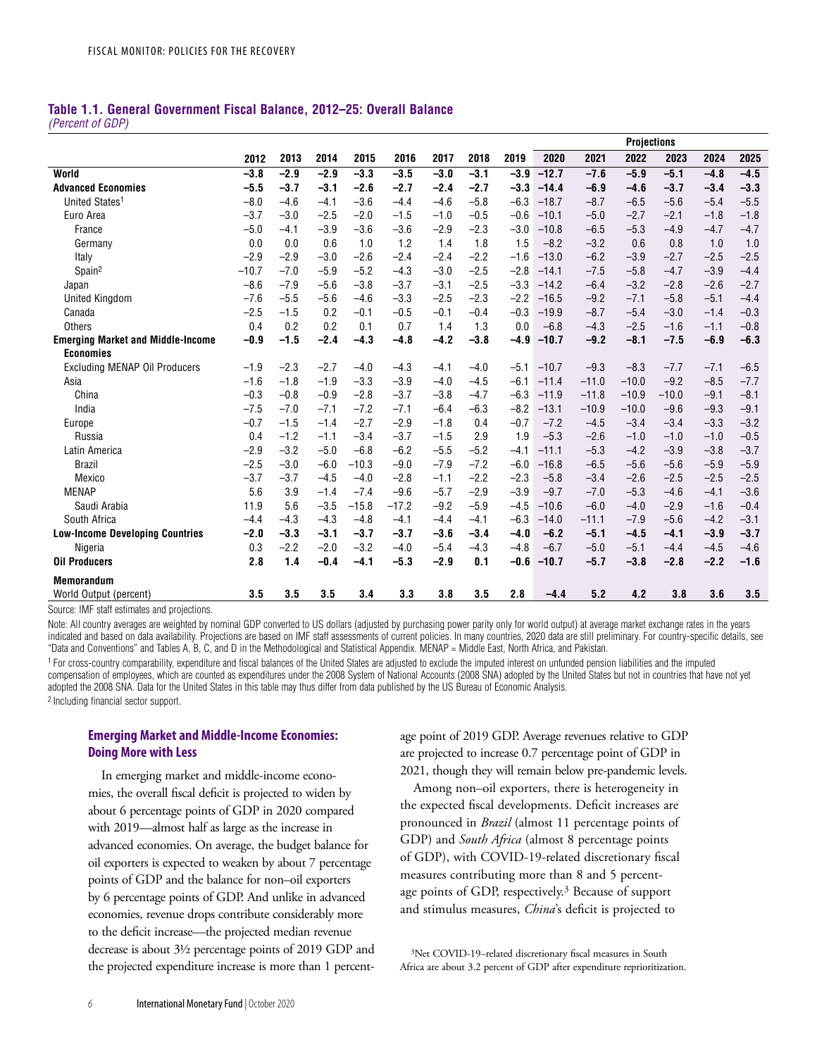### Table 1.1. General Government Fiscal Balance, 2012–25: Overall Balance

*(Percent of GDP)*

| | 2012 | 2013 | 2014 | 2015 | 2016 | 2017 | 2018 | 2019 | Projections 2020 | 2021 | 2022 | 2023 | 2024 | 2025 |
|---|---|---|---|---|---|---|---|---|---|---|---|---|---|---|
| **World** | **–3.8** | **–2.9** | **–2.9** | **–3.3** | **–3.5** | **–3.0** | **–3.1** | **–3.9** | **–12.7** | **–7.6** | **–5.9** | **–5.1** | **–4.8** | **–4.5** |
| **Advanced Economies** | **–5.5** | **–3.7** | **–3.1** | **–2.6** | **–2.7** | **–2.4** | **–2.7** | **–3.3** | **–14.4** | **–6.9** | **–4.6** | **–3.7** | **–3.4** | **–3.3** |
| United States[1] | –8.0 | –4.6 | –4.1 | –3.6 | –4.4 | –4.6 | –5.8 | –6.3 | –18.7 | –8.7 | –6.5 | –5.6 | –5.4 | –5.5 |
| Euro Area | –3.7 | –3.0 | –2.5 | –2.0 | –1.5 | –1.0 | –0.5 | –0.6 | –10.1 | –5.0 | –2.7 | –2.1 | –1.8 | –1.8 |
| France | –5.0 | –4.1 | –3.9 | –3.6 | –3.6 | –2.9 | –2.3 | –3.0 | –10.8 | –6.5 | –5.3 | –4.9 | –4.7 | –4.7 |
| Germany | 0.0 | 0.0 | 0.6 | 1.0 | 1.2 | 1.4 | 1.8 | 1.5 | –8.2 | –3.2 | 0.6 | 0.8 | 1.0 | 1.0 |
| Italy | –2.9 | –2.9 | –3.0 | –2.6 | –2.4 | –2.4 | –2.2 | –1.6 | –13.0 | –6.2 | –3.9 | –2.7 | –2.5 | –2.5 |
| Spain[2] | –10.7 | –7.0 | –5.9 | –5.2 | –4.3 | –3.0 | –2.5 | –2.8 | –14.1 | –7.5 | –5.8 | –4.7 | –3.9 | –4.4 |
| Japan | –8.6 | –7.9 | –5.6 | –3.8 | –3.7 | –3.1 | –2.5 | –3.3 | –14.2 | –6.4 | –3.2 | –2.8 | –2.6 | –2.7 |
| United Kingdom | –7.6 | –5.5 | –5.6 | –4.6 | –3.3 | –2.5 | –2.3 | –2.2 | –16.5 | –9.2 | –7.1 | –5.8 | –5.1 | –4.4 |
| Canada | –2.5 | –1.5 | 0.2 | –0.1 | –0.5 | –0.1 | –0.4 | –0.3 | –19.9 | –8.7 | –5.4 | –3.0 | –1.4 | –0.3 |
| Others | 0.4 | 0.2 | 0.2 | 0.1 | 0.7 | 1.4 | 1.3 | 0.0 | –6.8 | –4.3 | –2.5 | –1.6 | –1.1 | –0.8 |
| **Emerging Market and Middle-Income Economies** | **–0.9** | **–1.5** | **–2.4** | **–4.3** | **–4.8** | **–4.2** | **–3.8** | **–4.9** | **–10.7** | **–9.2** | **–8.1** | **–7.5** | **–6.9** | **–6.3** |
| Excluding MENAP Oil Producers | –1.9 | –2.3 | –2.7 | –4.0 | –4.3 | –4.1 | –4.0 | –5.1 | –10.7 | –9.3 | –8.3 | –7.7 | –7.1 | –6.5 |
| Asia | –1.6 | –1.8 | –1.9 | –3.3 | –3.9 | –4.0 | –4.5 | –6.1 | –11.4 | –11.0 | –10.0 | –9.2 | –8.5 | –7.7 |
| China | –0.3 | –0.8 | –0.9 | –2.8 | –3.7 | –3.8 | –4.7 | –6.3 | –11.9 | –11.8 | –10.9 | –10.0 | –9.1 | –8.1 |
| India | –7.5 | –7.0 | –7.1 | –7.2 | –7.1 | –6.4 | –6.3 | –8.2 | –13.1 | –10.9 | –10.0 | –9.6 | –9.3 | –9.1 |
| Europe | –0.7 | –1.5 | –1.4 | –2.7 | –2.9 | –1.8 | 0.4 | –0.7 | –7.2 | –4.5 | –3.4 | –3.4 | –3.3 | –3.2 |
| Russia | 0.4 | –1.2 | –1.1 | –3.4 | –3.7 | –1.5 | 2.9 | 1.9 | –5.3 | –2.6 | –1.0 | –1.0 | –1.0 | –0.5 |
| Latin America | –2.9 | –3.2 | –5.0 | –6.8 | –6.2 | –5.5 | –5.2 | –4.1 | –11.1 | –5.3 | –4.2 | –3.9 | –3.8 | –3.7 |
| Brazil | –2.5 | –3.0 | –6.0 | –10.3 | –9.0 | –7.9 | –7.2 | –6.0 | –16.8 | –6.5 | –5.6 | –5.6 | –5.9 | –5.9 |
| Mexico | –3.7 | –3.7 | –4.5 | –4.0 | –2.8 | –1.1 | –2.2 | –2.3 | –5.8 | –3.4 | –2.6 | –2.5 | –2.5 | –2.5 |
| MENAP | 5.6 | 3.9 | –1.4 | –7.4 | –9.6 | –5.7 | –2.9 | –3.9 | –9.7 | –7.0 | –5.3 | –4.6 | –4.1 | –3.6 |
| Saudi Arabia | 11.9 | 5.6 | –3.5 | –15.8 | –17.2 | –9.2 | –5.9 | –4.5 | –10.6 | –6.0 | –4.0 | –2.9 | –1.6 | –0.4 |
| South Africa | –4.4 | –4.3 | –4.3 | –4.8 | –4.1 | –4.4 | –4.1 | –6.3 | –14.0 | –11.1 | –7.9 | –5.6 | –4.2 | –3.1 |
| **Low-Income Developing Countries** | **–2.0** | **–3.3** | **–3.1** | **–3.7** | **–3.7** | **–3.6** | **–3.4** | **–4.0** | **–6.2** | **–5.1** | **–4.5** | **–4.1** | **–3.9** | **–3.7** |
| Nigeria | 0.3 | –2.2 | –2.0 | –3.2 | –4.0 | –5.4 | –4.3 | –4.8 | –6.7 | –5.0 | –5.1 | –4.4 | –4.5 | –4.6 |
| **Oil Producers** | **2.8** | **1.4** | **–0.4** | **–4.1** | **–5.3** | **–2.9** | **0.1** | **–0.6** | **–10.7** | **–5.7** | **–3.8** | **–2.8** | **–2.2** | **–1.6** |
| **Memorandum** | | | | | | | | | | | | | | |
| World Output (percent) | **3.5** | **3.5** | **3.5** | **3.4** | **3.3** | **3.8** | **3.5** | **2.8** | **–4.4** | **5.2** | **4.2** | **3.8** | **3.6** | **3.5** |

Source: IMF staff estimates and projections.

Note: All country averages are weighted by nominal GDP converted to US dollars (adjusted by purchasing power parity only for world output) at average market exchange rates in the years indicated and based on data availability. Projections are based on IMF staff assessments of current policies. In many countries, 2020 data are still preliminary. For country-specific details, see "Data and Conventions" and Tables A, B, C, and D in the Methodological and Statistical Appendix. MENAP = Middle East, North Africa, and Pakistan.

[1] For cross-country comparability, expenditure and fiscal balances of the United States are adjusted to exclude the imputed interest on unfunded pension liabilities and the imputed compensation of employees, which are counted as expenditures under the 2008 System of National Accounts (2008 SNA) adopted by the United States but not in countries that have not yet adopted the 2008 SNA. Data for the United States in this table may thus differ from data published by the US Bureau of Economic Analysis.

[2] Including financial sector support.

## Emerging Market and Middle-Income Economies: Doing More with Less

In emerging market and middle-income economies, the overall fiscal deficit is projected to widen by about 6 percentage points of GDP in 2020 compared with 2019—almost half as large as the increase in advanced economies. On average, the budget balance for oil exporters is expected to weaken by about 7 percentage points of GDP and the balance for non–oil exporters by 6 percentage points of GDP. And unlike in advanced economies, revenue drops contribute considerably more to the deficit increase—the projected median revenue decrease is about 3½ percentage points of 2019 GDP and the projected expenditure increase is more than 1 percentage point of 2019 GDP. Average revenues relative to GDP are projected to increase 0.7 percentage point of GDP in 2021, though they will remain below pre-pandemic levels.

Among non–oil exporters, there is heterogeneity in the expected fiscal developments. Deficit increases are pronounced in *Brazil* (almost 11 percentage points of GDP) and *South Africa* (almost 8 percentage points of GDP), with COVID-19-related discretionary fiscal measures contributing more than 8 and 5 percentage points of GDP, respectively.[3] Because of support and stimulus measures, *China*'s deficit is projected to

[3] Net COVID-19–related discretionary fiscal measures in South Africa are about 3.2 percent of GDP after expenditure reprioritization.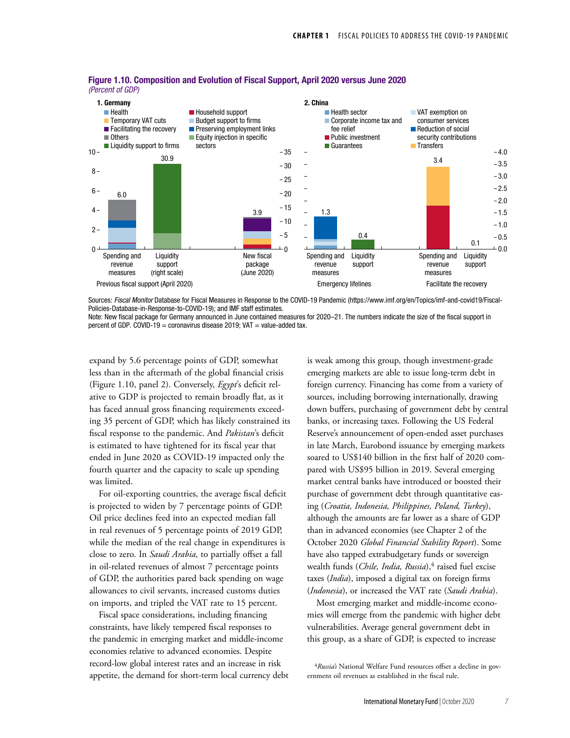**Figure 1.10. Composition and Evolution of Fiscal Support, April 2020 versus June 2020**
*(Percent of GDP)*

Sources: *Fiscal Monitor* Database for Fiscal Measures in Response to the COVID-19 Pandemic (https://www.imf.org/en/Topics/imf-and-covid19/Fiscal-Policies-Database-in-Response-to-COVID-19); and IMF staff estimates.
Note: New fiscal package for Germany announced in June contained measures for 2020–21. The numbers indicate the size of the fiscal support in percent of GDP. COVID-19 = coronavirus disease 2019; VAT = value-added tax.

expand by 5.6 percentage points of GDP, somewhat less than in the aftermath of the global financial crisis (Figure 1.10, panel 2). Conversely, *Egypt*'s deficit relative to GDP is projected to remain broadly flat, as it has faced annual gross financing requirements exceeding 35 percent of GDP, which has likely constrained its fiscal response to the pandemic. And *Pakistan*'s deficit is estimated to have tightened for its fiscal year that ended in June 2020 as COVID-19 impacted only the fourth quarter and the capacity to scale up spending was limited.

For oil-exporting countries, the average fiscal deficit is projected to widen by 7 percentage points of GDP. Oil price declines feed into an expected median fall in real revenues of 5 percentage points of 2019 GDP, while the median of the real change in expenditures is close to zero. In *Saudi Arabia,* to partially offset a fall in oil-related revenues of almost 7 percentage points of GDP, the authorities pared back spending on wage allowances to civil servants, increased customs duties on imports, and tripled the VAT rate to 15 percent.

Fiscal space considerations, including financing constraints, have likely tempered fiscal responses to the pandemic in emerging market and middle-income economies relative to advanced economies. Despite record-low global interest rates and an increase in risk appetite, the demand for short-term local currency debt is weak among this group, though investment-grade emerging markets are able to issue long-term debt in foreign currency. Financing has come from a variety of sources, including borrowing internationally, drawing down buffers, purchasing of government debt by central banks, or increasing taxes. Following the US Federal Reserve's announcement of open-ended asset purchases in late March, Eurobond issuance by emerging markets soared to US$140 billion in the first half of 2020 compared with US$95 billion in 2019. Several emerging market central banks have introduced or boosted their purchase of government debt through quantitative easing (*Croatia, Indonesia, Philippines, Poland, Turkey*), although the amounts are far lower as a share of GDP than in advanced economies (see Chapter 2 of the October 2020 *Global Financial Stability Report*). Some have also tapped extrabudgetary funds or sovereign wealth funds (*Chile, India, Russia*),[4] raised fuel excise taxes (*India*), imposed a digital tax on foreign firms (*Indonesia*), or increased the VAT rate (*Saudi Arabia*).

Most emerging market and middle-income economies will emerge from the pandemic with higher debt vulnerabilities. Average general government debt in this group, as a share of GDP, is expected to increase

[4] *Russia's* National Welfare Fund resources offset a decline in government oil revenues as established in the fiscal rule.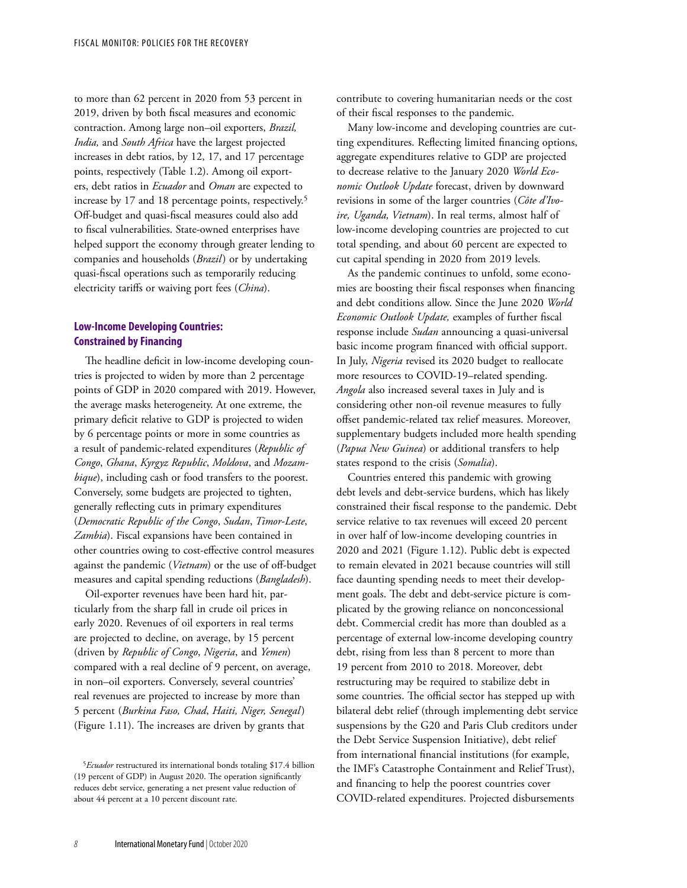to more than 62 percent in 2020 from 53 percent in 2019, driven by both fiscal measures and economic contraction. Among large non–oil exporters, *Brazil, India,* and *South Africa* have the largest projected increases in debt ratios, by 12, 17, and 17 percentage points, respectively (Table 1.2). Among oil exporters, debt ratios in *Ecuador* and *Oman* are expected to increase by 17 and 18 percentage points, respectively.[5] Off-budget and quasi-fiscal measures could also add to fiscal vulnerabilities. State-owned enterprises have helped support the economy through greater lending to companies and households (*Brazil*) or by undertaking quasi-fiscal operations such as temporarily reducing electricity tariffs or waiving port fees (*China*).

### Low-Income Developing Countries: Constrained by Financing

The headline deficit in low-income developing countries is projected to widen by more than 2 percentage points of GDP in 2020 compared with 2019. However, the average masks heterogeneity. At one extreme, the primary deficit relative to GDP is projected to widen by 6 percentage points or more in some countries as a result of pandemic-related expenditures (*Republic of Congo*, *Ghana*, *Kyrgyz Republic*, *Moldova*, and *Mozambique*), including cash or food transfers to the poorest. Conversely, some budgets are projected to tighten, generally reflecting cuts in primary expenditures (*Democratic Republic of the Congo*, *Sudan*, *Timor-Leste*, *Zambia*). Fiscal expansions have been contained in other countries owing to cost-effective control measures against the pandemic (*Vietnam*) or the use of off-budget measures and capital spending reductions (*Bangladesh*).

Oil-exporter revenues have been hard hit, particularly from the sharp fall in crude oil prices in early 2020. Revenues of oil exporters in real terms are projected to decline, on average, by 15 percent (driven by *Republic of Congo*, *Nigeria*, and *Yemen*) compared with a real decline of 9 percent, on average, in non–oil exporters. Conversely, several countries' real revenues are projected to increase by more than 5 percent (*Burkina Faso, Chad*, *Haiti, Niger, Senegal*) (Figure 1.11). The increases are driven by grants that contribute to covering humanitarian needs or the cost of their fiscal responses to the pandemic.

Many low-income and developing countries are cutting expenditures. Reflecting limited financing options, aggregate expenditures relative to GDP are projected to decrease relative to the January 2020 *World Economic Outlook Update* forecast, driven by downward revisions in some of the larger countries (*Côte d'Ivoire, Uganda, Vietnam*). In real terms, almost half of low-income developing countries are projected to cut total spending, and about 60 percent are expected to cut capital spending in 2020 from 2019 levels.

As the pandemic continues to unfold, some economies are boosting their fiscal responses when financing and debt conditions allow. Since the June 2020 *World Economic Outlook Update,* examples of further fiscal response include *Sudan* announcing a quasi-universal basic income program financed with official support. In July, *Nigeria* revised its 2020 budget to reallocate more resources to COVID-19–related spending. *Angola* also increased several taxes in July and is considering other non-oil revenue measures to fully offset pandemic-related tax relief measures. Moreover, supplementary budgets included more health spending (*Papua New Guinea*) or additional transfers to help states respond to the crisis (*Somalia*).

Countries entered this pandemic with growing debt levels and debt-service burdens, which has likely constrained their fiscal response to the pandemic. Debt service relative to tax revenues will exceed 20 percent in over half of low-income developing countries in 2020 and 2021 (Figure 1.12). Public debt is expected to remain elevated in 2021 because countries will still face daunting spending needs to meet their development goals. The debt and debt-service picture is complicated by the growing reliance on nonconcessional debt. Commercial credit has more than doubled as a percentage of external low-income developing country debt, rising from less than 8 percent to more than 19 percent from 2010 to 2018. Moreover, debt restructuring may be required to stabilize debt in some countries. The official sector has stepped up with bilateral debt relief (through implementing debt service suspensions by the G20 and Paris Club creditors under the Debt Service Suspension Initiative), debt relief from international financial institutions (for example, the IMF's Catastrophe Containment and Relief Trust), and financing to help the poorest countries cover COVID-related expenditures. Projected disbursements

[5]*Ecuador* restructured its international bonds totaling $17.4 billion (19 percent of GDP) in August 2020. The operation significantly reduces debt service, generating a net present value reduction of about 44 percent at a 10 percent discount rate.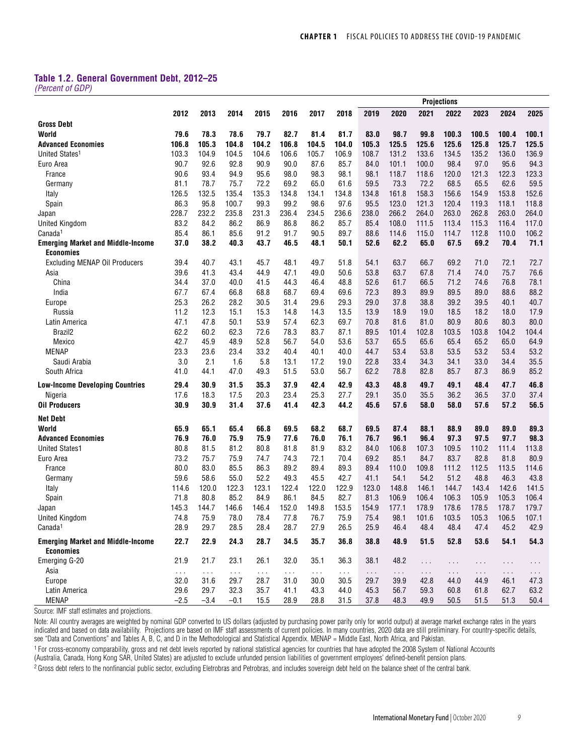### Table 1.2. General Government Debt, 2012–25

*(Percent of GDP)*

| | 2012 | 2013 | 2014 | 2015 | 2016 | 2017 | 2018 | Projections 2019 | 2020 | 2021 | 2022 | 2023 | 2024 | 2025 |
|---|---|---|---|---|---|---|---|---|---|---|---|---|---|---|
| **Gross Debt** | | | | | | | | | | | | | | |
| **World** | **79.6** | **78.3** | **78.6** | **79.7** | **82.7** | **81.4** | **81.7** | **83.0** | **98.7** | **99.8** | **100.3** | **100.5** | **100.4** | **100.1** |
| **Advanced Economies** | **106.8** | **105.3** | **104.8** | **104.2** | **106.8** | **104.5** | **104.0** | **105.3** | **125.5** | **125.6** | **125.6** | **125.8** | **125.7** | **125.5** |
| United States[1] | 103.3 | 104.9 | 104.5 | 104.6 | 106.6 | 105.7 | 106.9 | 108.7 | 131.2 | 133.6 | 134.5 | 135.2 | 136.0 | 136.9 |
| Euro Area | 90.7 | 92.6 | 92.8 | 90.9 | 90.0 | 87.6 | 85.7 | 84.0 | 101.1 | 100.0 | 98.4 | 97.0 | 95.6 | 94.3 |
| France | 90.6 | 93.4 | 94.9 | 95.6 | 98.0 | 98.3 | 98.1 | 98.1 | 118.7 | 118.6 | 120.0 | 121.3 | 122.3 | 123.3 |
| Germany | 81.1 | 78.7 | 75.7 | 72.2 | 69.2 | 65.0 | 61.6 | 59.5 | 73.3 | 72.2 | 68.5 | 65.5 | 62.6 | 59.5 |
| Italy | 126.5 | 132.5 | 135.4 | 135.3 | 134.8 | 134.1 | 134.8 | 134.8 | 161.8 | 158.3 | 156.6 | 154.9 | 153.8 | 152.6 |
| Spain | 86.3 | 95.8 | 100.7 | 99.3 | 99.2 | 98.6 | 97.6 | 95.5 | 123.0 | 121.3 | 120.4 | 119.3 | 118.1 | 118.8 |
| Japan | 228.7 | 232.2 | 235.8 | 231.3 | 236.4 | 234.5 | 236.6 | 238.0 | 266.2 | 264.0 | 263.0 | 262.8 | 263.0 | 264.0 |
| United Kingdom | 83.2 | 84.2 | 86.2 | 86.9 | 86.8 | 86.2 | 85.7 | 85.4 | 108.0 | 111.5 | 113.4 | 115.3 | 116.4 | 117.0 |
| Canada[1] | 85.4 | 86.1 | 85.6 | 91.2 | 91.7 | 90.5 | 89.7 | 88.6 | 114.6 | 115.0 | 114.7 | 112.8 | 110.0 | 106.2 |
| **Emerging Market and Middle-Income Economies** | **37.0** | **38.2** | **40.3** | **43.7** | **46.5** | **48.1** | **50.1** | **52.6** | **62.2** | **65.0** | **67.5** | **69.2** | **70.4** | **71.1** |
| Excluding MENAP Oil Producers | 39.4 | 40.7 | 43.1 | 45.7 | 48.1 | 49.7 | 51.8 | 54.1 | 63.7 | 66.7 | 69.2 | 71.0 | 72.1 | 72.7 |
| Asia | 39.6 | 41.3 | 43.4 | 44.9 | 47.1 | 49.0 | 50.6 | 53.8 | 63.7 | 67.8 | 71.4 | 74.0 | 75.7 | 76.6 |
| China | 34.4 | 37.0 | 40.0 | 41.5 | 44.3 | 46.4 | 48.8 | 52.6 | 61.7 | 66.5 | 71.2 | 74.6 | 76.8 | 78.1 |
| India | 67.7 | 67.4 | 66.8 | 68.8 | 68.7 | 69.4 | 69.6 | 72.3 | 89.3 | 89.9 | 89.5 | 89.0 | 88.6 | 88.2 |
| Europe | 25.3 | 26.2 | 28.2 | 30.5 | 31.4 | 29.6 | 29.3 | 29.0 | 37.8 | 38.8 | 39.2 | 39.5 | 40.1 | 40.7 |
| Russia | 11.2 | 12.3 | 15.1 | 15.3 | 14.8 | 14.3 | 13.5 | 13.9 | 18.9 | 19.0 | 18.5 | 18.2 | 18.0 | 17.9 |
| Latin America | 47.1 | 47.8 | 50.1 | 53.9 | 57.4 | 62.3 | 69.7 | 70.8 | 81.6 | 81.0 | 80.9 | 80.6 | 80.3 | 80.0 |
| Brazil2 | 62.2 | 60.2 | 62.3 | 72.6 | 78.3 | 83.7 | 87.1 | 89.5 | 101.4 | 102.8 | 103.5 | 103.8 | 104.2 | 104.4 |
| Mexico | 42.7 | 45.9 | 48.9 | 52.8 | 56.7 | 54.0 | 53.6 | 53.7 | 65.5 | 65.6 | 65.4 | 65.2 | 65.0 | 64.9 |
| MENAP | 23.3 | 23.6 | 23.4 | 33.2 | 40.4 | 40.1 | 40.0 | 44.7 | 53.4 | 53.8 | 53.5 | 53.2 | 53.4 | 53.2 |
| Saudi Arabia | 3.0 | 2.1 | 1.6 | 5.8 | 13.1 | 17.2 | 19.0 | 22.8 | 33.4 | 34.3 | 34.1 | 33.0 | 34.4 | 35.5 |
| South Africa | 41.0 | 44.1 | 47.0 | 49.3 | 51.5 | 53.0 | 56.7 | 62.2 | 78.8 | 82.8 | 85.7 | 87.3 | 86.9 | 85.2 |
| **Low-Income Developing Countries** | **29.4** | **30.9** | **31.5** | **35.3** | **37.9** | **42.4** | **42.9** | **43.3** | **48.8** | **49.7** | **49.1** | **48.4** | **47.7** | **46.8** |
| Nigeria | 17.6 | 18.3 | 17.5 | 20.3 | 23.4 | 25.3 | 27.7 | 29.1 | 35.0 | 35.5 | 36.2 | 36.5 | 37.0 | 37.4 |
| **Oil Producers** | **30.9** | **30.9** | **31.4** | **37.6** | **41.4** | **42.3** | **44.2** | **45.6** | **57.6** | **58.0** | **58.0** | **57.6** | **57.2** | **56.5** |
| **Net Debt** | | | | | | | | | | | | | | |
| **World** | **65.9** | **65.1** | **65.4** | **66.8** | **69.5** | **68.2** | **68.7** | **69.5** | **87.4** | **88.1** | **88.9** | **89.0** | **89.0** | **89.3** |
| **Advanced Economies** | **76.9** | **76.0** | **75.9** | **75.9** | **77.6** | **76.0** | **76.1** | **76.7** | **96.1** | **96.4** | **97.3** | **97.5** | **97.7** | **98.3** |
| United States1 | 80.8 | 81.5 | 81.2 | 80.8 | 81.8 | 81.9 | 83.2 | 84.0 | 106.8 | 107.3 | 109.5 | 110.2 | 111.4 | 113.8 |
| Euro Area | 73.2 | 75.7 | 75.9 | 74.7 | 74.3 | 72.1 | 70.4 | 69.2 | 85.1 | 84.7 | 83.7 | 82.8 | 81.8 | 80.9 |
| France | 80.0 | 83.0 | 85.5 | 86.3 | 89.2 | 89.4 | 89.3 | 89.4 | 110.0 | 109.8 | 111.2 | 112.5 | 113.5 | 114.6 |
| Germany | 59.6 | 58.6 | 55.0 | 52.2 | 49.3 | 45.5 | 42.7 | 41.1 | 54.1 | 54.2 | 51.2 | 48.8 | 46.3 | 43.8 |
| Italy | 114.6 | 120.0 | 122.3 | 123.1 | 122.4 | 122.0 | 122.9 | 123.0 | 148.8 | 146.1 | 144.7 | 143.4 | 142.6 | 141.5 |
| Spain | 71.8 | 80.8 | 85.2 | 84.9 | 86.1 | 84.5 | 82.7 | 81.3 | 106.9 | 106.4 | 106.3 | 105.9 | 105.3 | 106.4 |
| Japan | 145.3 | 144.7 | 146.6 | 146.4 | 152.0 | 149.8 | 153.5 | 154.9 | 177.1 | 178.9 | 178.6 | 178.5 | 178.7 | 179.7 |
| United Kingdom | 74.8 | 75.9 | 78.0 | 78.4 | 77.8 | 76.7 | 75.9 | 75.4 | 98.1 | 101.6 | 103.5 | 105.3 | 106.5 | 107.1 |
| Canada[1] | 28.9 | 29.7 | 28.5 | 28.4 | 28.7 | 27.9 | 26.5 | 25.9 | 46.4 | 48.4 | 48.4 | 47.4 | 45.2 | 42.9 |
| **Emerging Market and Middle-Income Economies** | **22.7** | **22.9** | **24.3** | **28.7** | **34.5** | **35.7** | **36.8** | **38.8** | **48.9** | **51.5** | **52.8** | **53.6** | **54.1** | **54.3** |
| Emerging G-20 | 21.9 | 21.7 | 23.1 | 26.1 | 32.0 | 35.1 | 36.3 | 38.1 | 48.2 | ... | ... | ... | ... | ... |
| Asia | ... | ... | ... | ... | ... | ... | ... | ... | ... | ... | ... | ... | ... | ... |
| Europe | 32.0 | 31.6 | 29.7 | 28.7 | 31.0 | 30.0 | 30.5 | 29.7 | 39.9 | 42.8 | 44.0 | 44.9 | 46.1 | 47.3 |
| Latin America | 29.6 | 29.7 | 32.3 | 35.7 | 41.1 | 43.3 | 44.0 | 45.3 | 56.7 | 59.3 | 60.8 | 61.8 | 62.7 | 63.2 |
| MENAP | −2.5 | −3.4 | −0.1 | 15.5 | 28.9 | 28.8 | 31.5 | 37.8 | 48.3 | 49.9 | 50.5 | 51.5 | 51.3 | 50.4 |

Source: IMF staff estimates and projections.

Note: All country averages are weighted by nominal GDP converted to US dollars (adjusted by purchasing power parity only for world output) at average market exchange rates in the years indicated and based on data availability. Projections are based on IMF staff assessments of current policies. In many countries, 2020 data are still preliminary. For country-specific details, see "Data and Conventions" and Tables A, B, C, and D in the Methodological and Statistical Appendix. MENAP = Middle East, North Africa, and Pakistan.

[1] For cross-economy comparability, gross and net debt levels reported by national statistical agencies for countries that have adopted the 2008 System of National Accounts (Australia, Canada, Hong Kong SAR, United States) are adjusted to exclude unfunded pension liabilities of government employees' defined-benefit pension plans.

[2] Gross debt refers to the nonfinancial public sector, excluding Eletrobras and Petrobras, and includes sovereign debt held on the balance sheet of the central bank.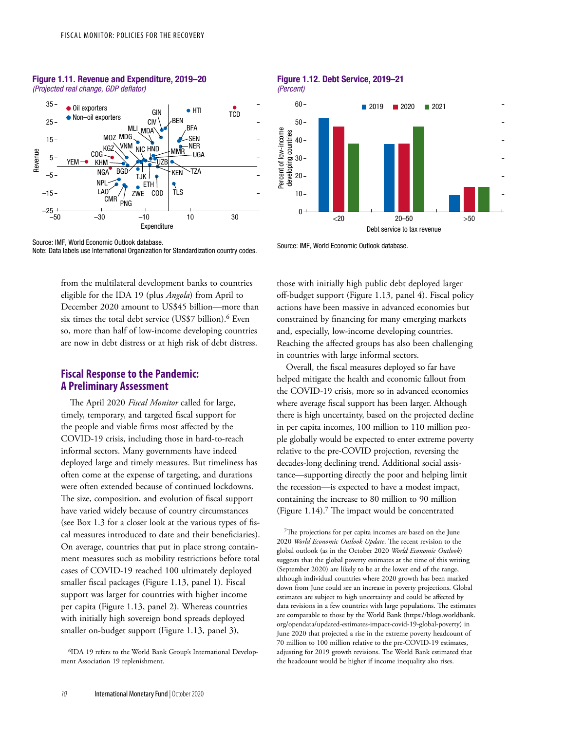**Figure 1.11. Revenue and Expenditure, 2019–20**
*(Projected real change, GDP deflator)*

Source: IMF, World Economic Outlook database.
Note: Data labels use International Organization for Standardization country codes.

**Figure 1.12. Debt Service, 2019–21**
*(Percent)*

Source: IMF, World Economic Outlook database.

from the multilateral development banks to countries eligible for the IDA 19 (plus *Angola*) from April to December 2020 amount to US$45 billion—more than six times the total debt service (US$7 billion).[6] Even so, more than half of low-income developing countries are now in debt distress or at high risk of debt distress.

## Fiscal Response to the Pandemic: A Preliminary Assessment

The April 2020 *Fiscal Monitor* called for large, timely, temporary, and targeted fiscal support for the people and viable firms most affected by the COVID-19 crisis, including those in hard-to-reach informal sectors. Many governments have indeed deployed large and timely measures. But timeliness has often come at the expense of targeting, and durations were often extended because of continued lockdowns. The size, composition, and evolution of fiscal support have varied widely because of country circumstances (see Box 1.3 for a closer look at the various types of fiscal measures introduced to date and their beneficiaries). On average, countries that put in place strong containment measures such as mobility restrictions before total cases of COVID-19 reached 100 ultimately deployed smaller fiscal packages (Figure 1.13, panel 1). Fiscal support was larger for countries with higher income per capita (Figure 1.13, panel 2). Whereas countries with initially high sovereign bond spreads deployed smaller on-budget support (Figure 1.13, panel 3), those with initially high public debt deployed larger off-budget support (Figure 1.13, panel 4). Fiscal policy actions have been massive in advanced economies but constrained by financing for many emerging markets and, especially, low-income developing countries. Reaching the affected groups has also been challenging in countries with large informal sectors.

Overall, the fiscal measures deployed so far have helped mitigate the health and economic fallout from the COVID-19 crisis, more so in advanced economies where average fiscal support has been larger. Although there is high uncertainty, based on the projected decline in per capita incomes, 100 million to 110 million people globally would be expected to enter extreme poverty relative to the pre-COVID projection, reversing the decades-long declining trend. Additional social assistance—supporting directly the poor and helping limit the recession—is expected to have a modest impact, containing the increase to 80 million to 90 million (Figure 1.14).[7] The impact would be concentrated

[6] IDA 19 refers to the World Bank Group's International Development Association 19 replenishment.

[7] The projections for per capita incomes are based on the June 2020 *World Economic Outlook Update*. The recent revision to the global outlook (as in the October 2020 *World Economic Outlook*) suggests that the global poverty estimates at the time of this writing (September 2020) are likely to be at the lower end of the range, although individual countries where 2020 growth has been marked down from June could see an increase in poverty projections. Global estimates are subject to high uncertainty and could be affected by data revisions in a few countries with large populations. The estimates are comparable to those by the World Bank (https://blogs.worldbank.org/opendata/updated-estimates-impact-covid-19-global-poverty) in June 2020 that projected a rise in the extreme poverty headcount of 70 million to 100 million relative to the pre-COVID-19 estimates, adjusting for 2019 growth revisions. The World Bank estimated that the headcount would be higher if income inequality also rises.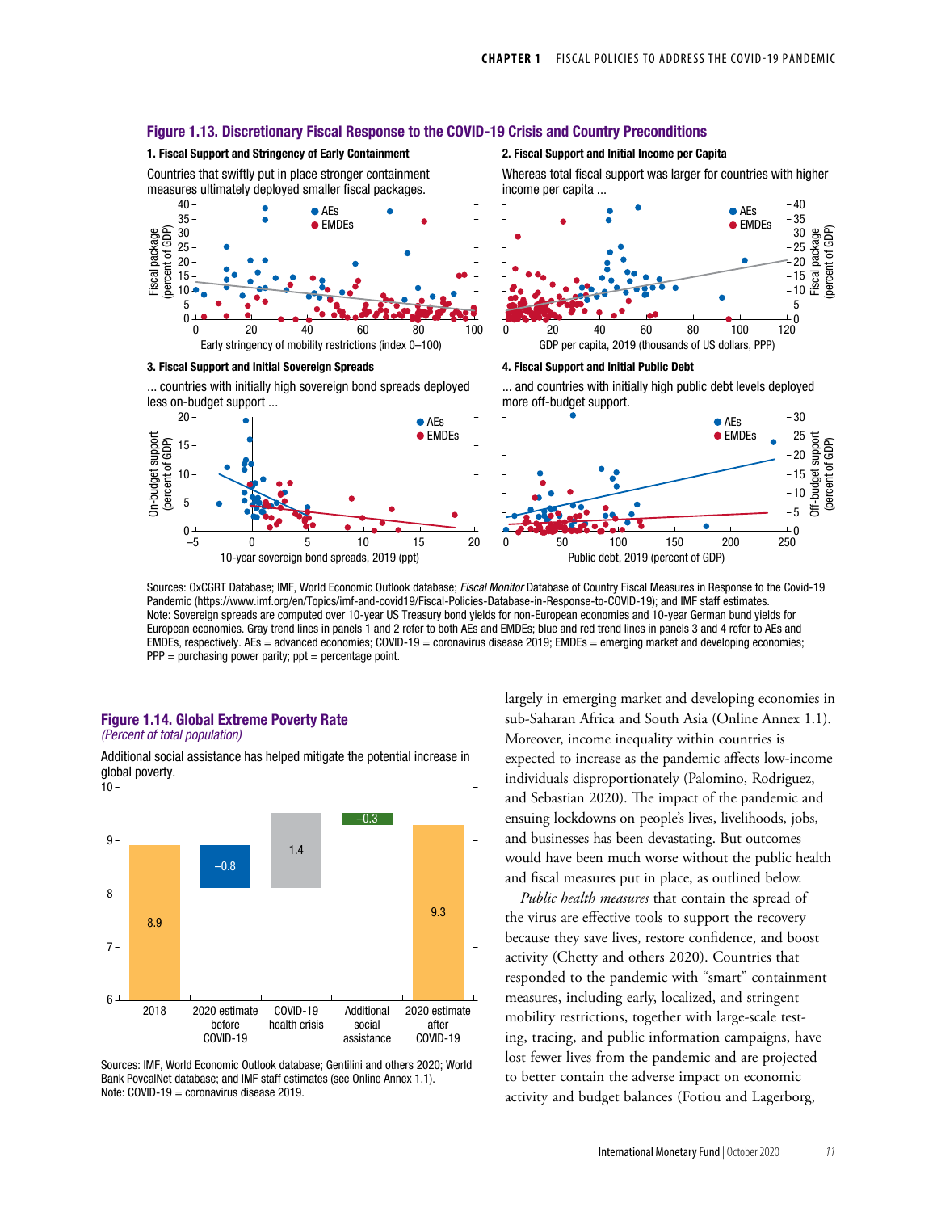### Figure 1.13. Discretionary Fiscal Response to the COVID-19 Crisis and Country Preconditions

**1. Fiscal Support and Stringency of Early Containment**

Countries that swiftly put in place stronger containment measures ultimately deployed smaller fiscal packages.

**2. Fiscal Support and Initial Income per Capita**

Whereas total fiscal support was larger for countries with higher income per capita ...

**3. Fiscal Support and Initial Sovereign Spreads**

... countries with initially high sovereign bond spreads deployed less on-budget support ...

**4. Fiscal Support and Initial Public Debt**

... and countries with initially high public debt levels deployed more off-budget support.

Sources: OxCGRT Database; IMF, World Economic Outlook database; *Fiscal Monitor* Database of Country Fiscal Measures in Response to the Covid-19 Pandemic (https://www.imf.org/en/Topics/imf-and-covid19/Fiscal-Policies-Database-in-Response-to-COVID-19); and IMF staff estimates.
Note: Sovereign spreads are computed over 10-year US Treasury bond yields for non-European economies and 10-year German bund yields for European economies. Gray trend lines in panels 1 and 2 refer to both AEs and EMDEs; blue and red trend lines in panels 3 and 4 refer to AEs and EMDEs, respectively. AEs = advanced economies; COVID-19 = coronavirus disease 2019; EMDEs = emerging market and developing economies; PPP = purchasing power parity; ppt = percentage point.

### Figure 1.14. Global Extreme Poverty Rate

*(Percent of total population)*

Additional social assistance has helped mitigate the potential increase in global poverty.

| 2018 | 2020 estimate before COVID-19 | COVID-19 health crisis | Additional social assistance | 2020 estimate after COVID-19 |
|---|---|---|---|---|
| 8.9 | –0.8 | 1.4 | –0.3 | 9.3 |

Sources: IMF, World Economic Outlook database; Gentilini and others 2020; World Bank PovcalNet database; and IMF staff estimates (see Online Annex 1.1).
Note: COVID-19 = coronavirus disease 2019.

largely in emerging market and developing economies in sub-Saharan Africa and South Asia (Online Annex 1.1). Moreover, income inequality within countries is expected to increase as the pandemic affects low-income individuals disproportionately (Palomino, Rodriguez, and Sebastian 2020). The impact of the pandemic and ensuing lockdowns on people's lives, livelihoods, jobs, and businesses has been devastating. But outcomes would have been much worse without the public health and fiscal measures put in place, as outlined below.

*Public health measures* that contain the spread of the virus are effective tools to support the recovery because they save lives, restore confidence, and boost activity (Chetty and others 2020). Countries that responded to the pandemic with "smart" containment measures, including early, localized, and stringent mobility restrictions, together with large-scale testing, tracing, and public information campaigns, have lost fewer lives from the pandemic and are projected to better contain the adverse impact on economic activity and budget balances (Fotiou and Lagerborg,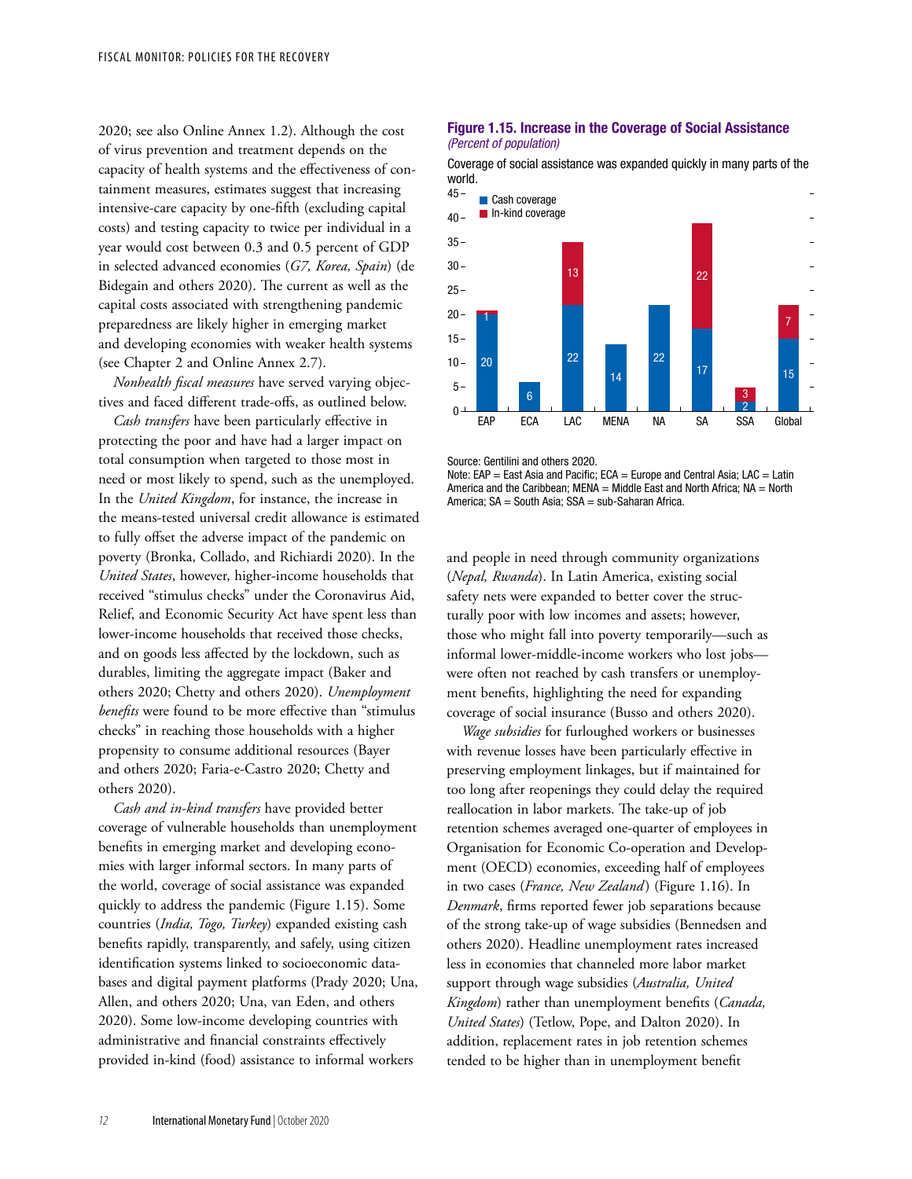2020; see also Online Annex 1.2). Although the cost of virus prevention and treatment depends on the capacity of health systems and the effectiveness of containment measures, estimates suggest that increasing intensive-care capacity by one-fifth (excluding capital costs) and testing capacity to twice per individual in a year would cost between 0.3 and 0.5 percent of GDP in selected advanced economies (*G7, Korea, Spain*) (de Bidegain and others 2020). The current as well as the capital costs associated with strengthening pandemic preparedness are likely higher in emerging market and developing economies with weaker health systems (see Chapter 2 and Online Annex 2.7).

*Nonhealth fiscal measures* have served varying objectives and faced different trade-offs, as outlined below.

*Cash transfers* have been particularly effective in protecting the poor and have had a larger impact on total consumption when targeted to those most in need or most likely to spend, such as the unemployed. In the *United Kingdom*, for instance, the increase in the means-tested universal credit allowance is estimated to fully offset the adverse impact of the pandemic on poverty (Bronka, Collado, and Richiardi 2020). In the *United States*, however, higher-income households that received "stimulus checks" under the Coronavirus Aid, Relief, and Economic Security Act have spent less than lower-income households that received those checks, and on goods less affected by the lockdown, such as durables, limiting the aggregate impact (Baker and others 2020; Chetty and others 2020). *Unemployment benefits* were found to be more effective than "stimulus checks" in reaching those households with a higher propensity to consume additional resources (Bayer and others 2020; Faria-e-Castro 2020; Chetty and others 2020).

*Cash and in-kind transfers* have provided better coverage of vulnerable households than unemployment benefits in emerging market and developing economies with larger informal sectors. In many parts of the world, coverage of social assistance was expanded quickly to address the pandemic (Figure 1.15). Some countries (*India, Togo, Turkey*) expanded existing cash benefits rapidly, transparently, and safely, using citizen identification systems linked to socioeconomic databases and digital payment platforms (Prady 2020; Una, Allen, and others 2020; Una, van Eden, and others 2020). Some low-income developing countries with administrative and financial constraints effectively provided in-kind (food) assistance to informal workers

**Figure 1.15. Increase in the Coverage of Social Assistance**
*(Percent of population)*

Coverage of social assistance was expanded quickly in many parts of the world.

| Region | Cash coverage | In-kind coverage |
|---|---|---|
| EAP | 20 | 1 |
| ECA | 6 | |
| LAC | 22 | 13 |
| MENA | 14 | |
| NA | 22 | |
| SA | 17 | 22 |
| SSA | 2 | 3 |
| Global | 15 | 7 |

Source: Gentilini and others 2020.
Note: EAP = East Asia and Pacific; ECA = Europe and Central Asia; LAC = Latin America and the Caribbean; MENA = Middle East and North Africa; NA = North America; SA = South Asia; SSA = sub-Saharan Africa.

and people in need through community organizations (*Nepal, Rwanda*). In Latin America, existing social safety nets were expanded to better cover the structurally poor with low incomes and assets; however, those who might fall into poverty temporarily—such as informal lower-middle-income workers who lost jobs—were often not reached by cash transfers or unemployment benefits, highlighting the need for expanding coverage of social insurance (Busso and others 2020).

*Wage subsidies* for furloughed workers or businesses with revenue losses have been particularly effective in preserving employment linkages, but if maintained for too long after reopenings they could delay the required reallocation in labor markets. The take-up of job retention schemes averaged one-quarter of employees in Organisation for Economic Co-operation and Development (OECD) economies, exceeding half of employees in two cases (*France, New Zealand*) (Figure 1.16). In *Denmark*, firms reported fewer job separations because of the strong take-up of wage subsidies (Bennedsen and others 2020). Headline unemployment rates increased less in economies that channeled more labor market support through wage subsidies (*Australia, United Kingdom*) rather than unemployment benefits (*Canada, United States*) (Tetlow, Pope, and Dalton 2020). In addition, replacement rates in job retention schemes tended to be higher than in unemployment benefit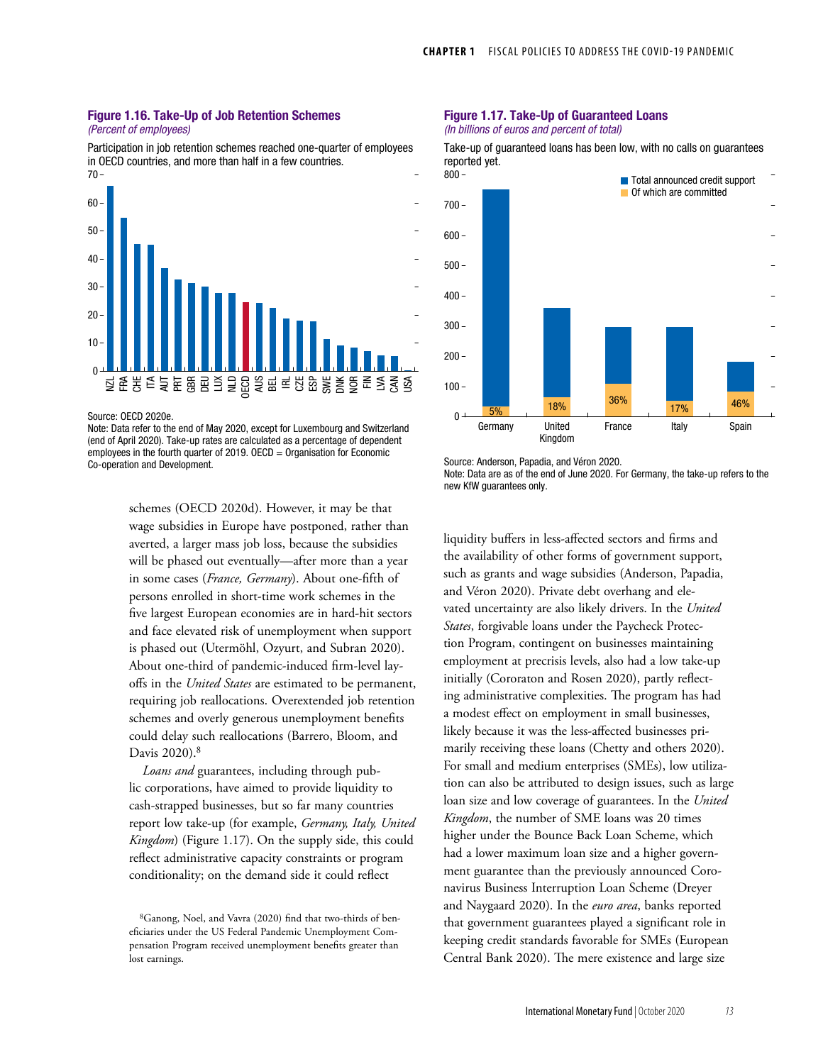**Figure 1.16. Take-Up of Job Retention Schemes**
*(Percent of employees)*

Participation in job retention schemes reached one-quarter of employees in OECD countries, and more than half in a few countries.

Source: OECD 2020e.
Note: Data refer to the end of May 2020, except for Luxembourg and Switzerland (end of April 2020). Take-up rates are calculated as a percentage of dependent employees in the fourth quarter of 2019. OECD = Organisation for Economic Co-operation and Development.

**Figure 1.17. Take-Up of Guaranteed Loans**
*(In billions of euros and percent of total)*

Take-up of guaranteed loans has been low, with no calls on guarantees reported yet.

Source: Anderson, Papadia, and Véron 2020.
Note: Data are as of the end of June 2020. For Germany, the take-up refers to the new KfW guarantees only.

schemes (OECD 2020d). However, it may be that wage subsidies in Europe have postponed, rather than averted, a larger mass job loss, because the subsidies will be phased out eventually—after more than a year in some cases (*France, Germany*). About one-fifth of persons enrolled in short-time work schemes in the five largest European economies are in hard-hit sectors and face elevated risk of unemployment when support is phased out (Utermöhl, Ozyurt, and Subran 2020). About one-third of pandemic-induced firm-level layoffs in the *United States* are estimated to be permanent, requiring job reallocations. Overextended job retention schemes and overly generous unemployment benefits could delay such reallocations (Barrero, Bloom, and Davis 2020).[8]

*Loans and* guarantees, including through public corporations, have aimed to provide liquidity to cash-strapped businesses, but so far many countries report low take-up (for example, *Germany, Italy, United Kingdom*) (Figure 1.17). On the supply side, this could reflect administrative capacity constraints or program conditionality; on the demand side it could reflect liquidity buffers in less-affected sectors and firms and the availability of other forms of government support, such as grants and wage subsidies (Anderson, Papadia, and Véron 2020). Private debt overhang and elevated uncertainty are also likely drivers. In the *United States*, forgivable loans under the Paycheck Protection Program, contingent on businesses maintaining employment at precrisis levels, also had a low take-up initially (Cororaton and Rosen 2020), partly reflecting administrative complexities. The program has had a modest effect on employment in small businesses, likely because it was the less-affected businesses primarily receiving these loans (Chetty and others 2020). For small and medium enterprises (SMEs), low utilization can also be attributed to design issues, such as large loan size and low coverage of guarantees. In the *United Kingdom*, the number of SME loans was 20 times higher under the Bounce Back Loan Scheme, which had a lower maximum loan size and a higher government guarantee than the previously announced Coronavirus Business Interruption Loan Scheme (Dreyer and Naygaard 2020). In the *euro area*, banks reported that government guarantees played a significant role in keeping credit standards favorable for SMEs (European Central Bank 2020). The mere existence and large size

[8]Ganong, Noel, and Vavra (2020) find that two-thirds of beneficiaries under the US Federal Pandemic Unemployment Compensation Program received unemployment benefits greater than lost earnings.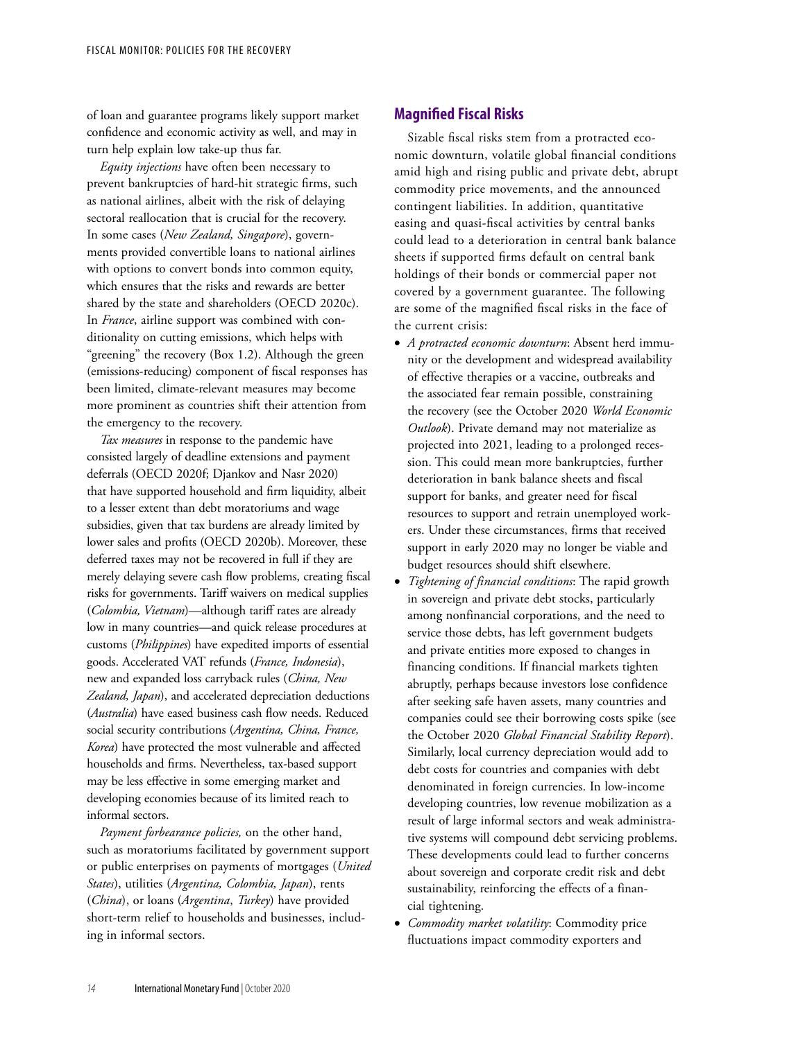of loan and guarantee programs likely support market confidence and economic activity as well, and may in turn help explain low take-up thus far.

*Equity injections* have often been necessary to prevent bankruptcies of hard-hit strategic firms, such as national airlines, albeit with the risk of delaying sectoral reallocation that is crucial for the recovery. In some cases (*New Zealand, Singapore*), governments provided convertible loans to national airlines with options to convert bonds into common equity, which ensures that the risks and rewards are better shared by the state and shareholders (OECD 2020c). In *France*, airline support was combined with conditionality on cutting emissions, which helps with "greening" the recovery (Box 1.2). Although the green (emissions-reducing) component of fiscal responses has been limited, climate-relevant measures may become more prominent as countries shift their attention from the emergency to the recovery.

*Tax measures* in response to the pandemic have consisted largely of deadline extensions and payment deferrals (OECD 2020f; Djankov and Nasr 2020) that have supported household and firm liquidity, albeit to a lesser extent than debt moratoriums and wage subsidies, given that tax burdens are already limited by lower sales and profits (OECD 2020b). Moreover, these deferred taxes may not be recovered in full if they are merely delaying severe cash flow problems, creating fiscal risks for governments. Tariff waivers on medical supplies (*Colombia, Vietnam*)—although tariff rates are already low in many countries—and quick release procedures at customs (*Philippines*) have expedited imports of essential goods. Accelerated VAT refunds (*France, Indonesia*), new and expanded loss carryback rules (*China, New Zealand, Japan*), and accelerated depreciation deductions (*Australia*) have eased business cash flow needs. Reduced social security contributions (*Argentina, China, France, Korea*) have protected the most vulnerable and affected households and firms. Nevertheless, tax-based support may be less effective in some emerging market and developing economies because of its limited reach to informal sectors.

*Payment forbearance policies,* on the other hand, such as moratoriums facilitated by government support or public enterprises on payments of mortgages (*United States*), utilities (*Argentina, Colombia, Japan*), rents (*China*), or loans (*Argentina*, *Turkey*) have provided short-term relief to households and businesses, including in informal sectors.

## Magnified Fiscal Risks

Sizable fiscal risks stem from a protracted economic downturn, volatile global financial conditions amid high and rising public and private debt, abrupt commodity price movements, and the announced contingent liabilities. In addition, quantitative easing and quasi-fiscal activities by central banks could lead to a deterioration in central bank balance sheets if supported firms default on central bank holdings of their bonds or commercial paper not covered by a government guarantee. The following are some of the magnified fiscal risks in the face of the current crisis:

- *A protracted economic downturn*: Absent herd immunity or the development and widespread availability of effective therapies or a vaccine, outbreaks and the associated fear remain possible, constraining the recovery (see the October 2020 *World Economic Outlook*). Private demand may not materialize as projected into 2021, leading to a prolonged recession. This could mean more bankruptcies, further deterioration in bank balance sheets and fiscal support for banks, and greater need for fiscal resources to support and retrain unemployed workers. Under these circumstances, firms that received support in early 2020 may no longer be viable and budget resources should shift elsewhere.
- *Tightening of financial conditions*: The rapid growth in sovereign and private debt stocks, particularly among nonfinancial corporations, and the need to service those debts, has left government budgets and private entities more exposed to changes in financing conditions. If financial markets tighten abruptly, perhaps because investors lose confidence after seeking safe haven assets, many countries and companies could see their borrowing costs spike (see the October 2020 *Global Financial Stability Report*). Similarly, local currency depreciation would add to debt costs for countries and companies with debt denominated in foreign currencies. In low-income developing countries, low revenue mobilization as a result of large informal sectors and weak administrative systems will compound debt servicing problems. These developments could lead to further concerns about sovereign and corporate credit risk and debt sustainability, reinforcing the effects of a financial tightening.
- *Commodity market volatility*: Commodity price fluctuations impact commodity exporters and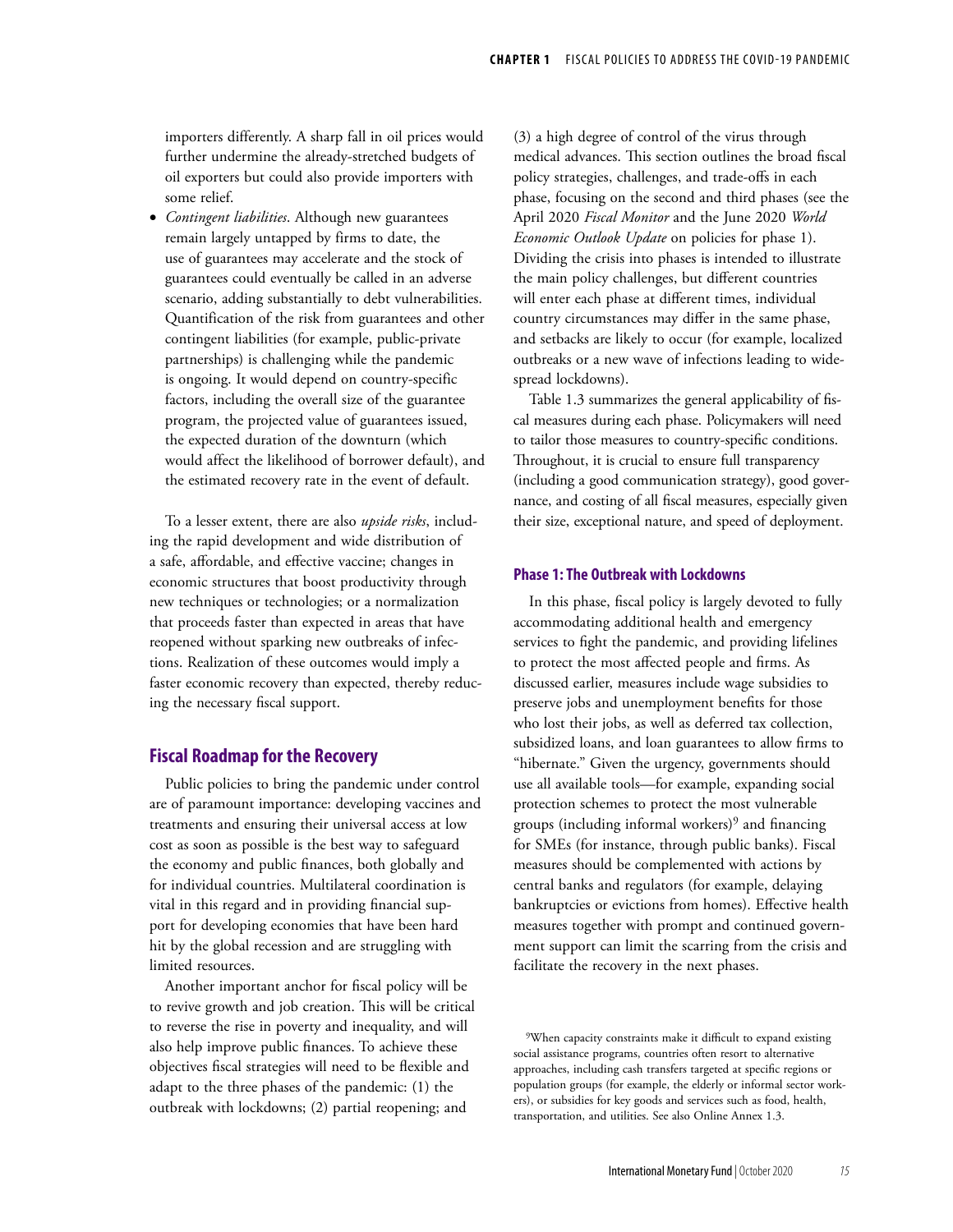importers differently. A sharp fall in oil prices would further undermine the already-stretched budgets of oil exporters but could also provide importers with some relief.

- *Contingent liabilities*. Although new guarantees remain largely untapped by firms to date, the use of guarantees may accelerate and the stock of guarantees could eventually be called in an adverse scenario, adding substantially to debt vulnerabilities. Quantification of the risk from guarantees and other contingent liabilities (for example, public-private partnerships) is challenging while the pandemic is ongoing. It would depend on country-specific factors, including the overall size of the guarantee program, the projected value of guarantees issued, the expected duration of the downturn (which would affect the likelihood of borrower default), and the estimated recovery rate in the event of default.

To a lesser extent, there are also *upside risks*, including the rapid development and wide distribution of a safe, affordable, and effective vaccine; changes in economic structures that boost productivity through new techniques or technologies; or a normalization that proceeds faster than expected in areas that have reopened without sparking new outbreaks of infections. Realization of these outcomes would imply a faster economic recovery than expected, thereby reducing the necessary fiscal support.

## Fiscal Roadmap for the Recovery

Public policies to bring the pandemic under control are of paramount importance: developing vaccines and treatments and ensuring their universal access at low cost as soon as possible is the best way to safeguard the economy and public finances, both globally and for individual countries. Multilateral coordination is vital in this regard and in providing financial support for developing economies that have been hard hit by the global recession and are struggling with limited resources.

Another important anchor for fiscal policy will be to revive growth and job creation. This will be critical to reverse the rise in poverty and inequality, and will also help improve public finances. To achieve these objectives fiscal strategies will need to be flexible and adapt to the three phases of the pandemic: (1) the outbreak with lockdowns; (2) partial reopening; and (3) a high degree of control of the virus through medical advances. This section outlines the broad fiscal policy strategies, challenges, and trade-offs in each phase, focusing on the second and third phases (see the April 2020 *Fiscal Monitor* and the June 2020 *World Economic Outlook Update* on policies for phase 1). Dividing the crisis into phases is intended to illustrate the main policy challenges, but different countries will enter each phase at different times, individual country circumstances may differ in the same phase, and setbacks are likely to occur (for example, localized outbreaks or a new wave of infections leading to widespread lockdowns).

Table 1.3 summarizes the general applicability of fiscal measures during each phase. Policymakers will need to tailor those measures to country-specific conditions. Throughout, it is crucial to ensure full transparency (including a good communication strategy), good governance, and costing of all fiscal measures, especially given their size, exceptional nature, and speed of deployment.

### Phase 1: The Outbreak with Lockdowns

In this phase, fiscal policy is largely devoted to fully accommodating additional health and emergency services to fight the pandemic, and providing lifelines to protect the most affected people and firms. As discussed earlier, measures include wage subsidies to preserve jobs and unemployment benefits for those who lost their jobs, as well as deferred tax collection, subsidized loans, and loan guarantees to allow firms to "hibernate." Given the urgency, governments should use all available tools—for example, expanding social protection schemes to protect the most vulnerable groups (including informal workers)[9] and financing for SMEs (for instance, through public banks). Fiscal measures should be complemented with actions by central banks and regulators (for example, delaying bankruptcies or evictions from homes). Effective health measures together with prompt and continued government support can limit the scarring from the crisis and facilitate the recovery in the next phases.

[9]When capacity constraints make it difficult to expand existing social assistance programs, countries often resort to alternative approaches, including cash transfers targeted at specific regions or population groups (for example, the elderly or informal sector workers), or subsidies for key goods and services such as food, health, transportation, and utilities. See also Online Annex 1.3.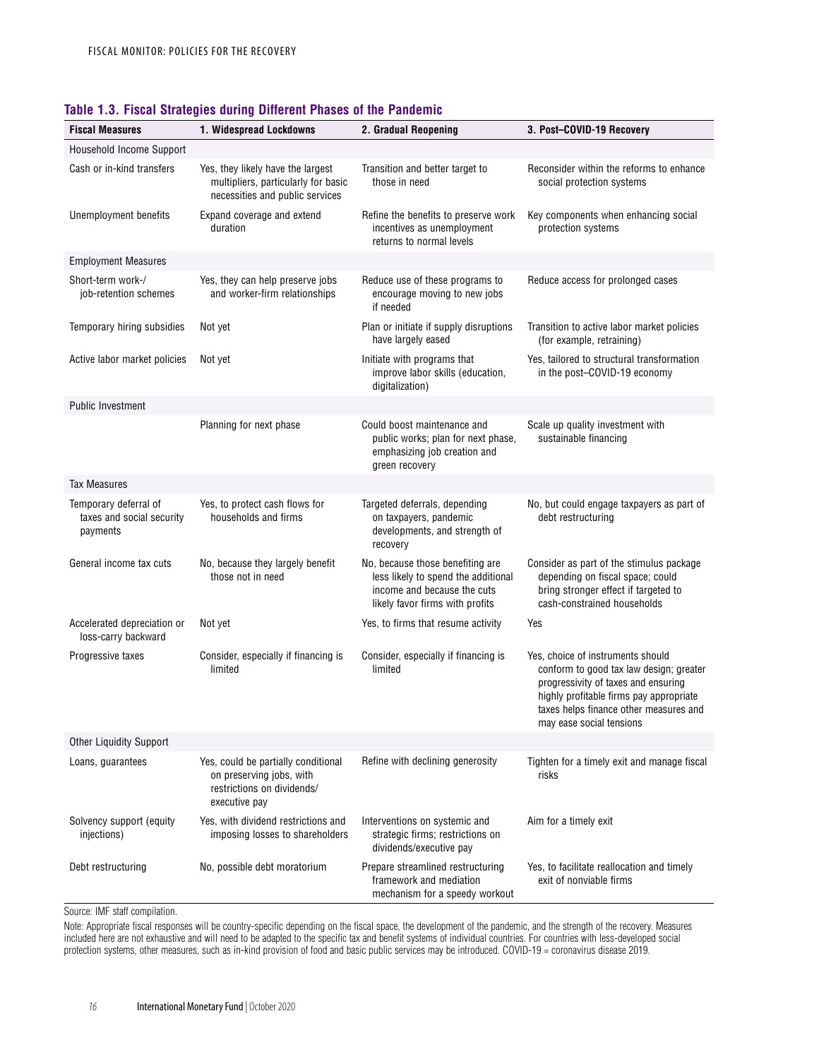**Table 1.3. Fiscal Strategies during Different Phases of the Pandemic**

| Fiscal Measures | 1. Widespread Lockdowns | 2. Gradual Reopening | 3. Post–COVID-19 Recovery |
|---|---|---|---|
| Household Income Support | | | |
| Cash or in-kind transfers | Yes, they likely have the largest multipliers, particularly for basic necessities and public services | Transition and better target to those in need | Reconsider within the reforms to enhance social protection systems |
| Unemployment benefits | Expand coverage and extend duration | Refine the benefits to preserve work incentives as unemployment returns to normal levels | Key components when enhancing social protection systems |
| Employment Measures | | | |
| Short-term work-/job-retention schemes | Yes, they can help preserve jobs and worker-firm relationships | Reduce use of these programs to encourage moving to new jobs if needed | Reduce access for prolonged cases |
| Temporary hiring subsidies | Not yet | Plan or initiate if supply disruptions have largely eased | Transition to active labor market policies (for example, retraining) |
| Active labor market policies | Not yet | Initiate with programs that improve labor skills (education, digitalization) | Yes, tailored to structural transformation in the post–COVID-19 economy |
| Public Investment | | | |
| | Planning for next phase | Could boost maintenance and public works; plan for next phase, emphasizing job creation and green recovery | Scale up quality investment with sustainable financing |
| Tax Measures | | | |
| Temporary deferral of taxes and social security payments | Yes, to protect cash flows for households and firms | Targeted deferrals, depending on taxpayers, pandemic developments, and strength of recovery | No, but could engage taxpayers as part of debt restructuring |
| General income tax cuts | No, because they largely benefit those not in need | No, because those benefiting are less likely to spend the additional income and because the cuts likely favor firms with profits | Consider as part of the stimulus package depending on fiscal space; could bring stronger effect if targeted to cash-constrained households |
| Accelerated depreciation or loss-carry backward | Not yet | Yes, to firms that resume activity | Yes |
| Progressive taxes | Consider, especially if financing is limited | Consider, especially if financing is limited | Yes, choice of instruments should conform to good tax law design; greater progressivity of taxes and ensuring highly profitable firms pay appropriate taxes helps finance other measures and may ease social tensions |
| Other Liquidity Support | | | |
| Loans, guarantees | Yes, could be partially conditional on preserving jobs, with restrictions on dividends/executive pay | Refine with declining generosity | Tighten for a timely exit and manage fiscal risks |
| Solvency support (equity injections) | Yes, with dividend restrictions and imposing losses to shareholders | Interventions on systemic and strategic firms; restrictions on dividends/executive pay | Aim for a timely exit |
| Debt restructuring | No, possible debt moratorium | Prepare streamlined restructuring framework and mediation mechanism for a speedy workout | Yes, to facilitate reallocation and timely exit of nonviable firms |

Source: IMF staff compilation.

Note: Appropriate fiscal responses will be country-specific depending on the fiscal space, the development of the pandemic, and the strength of the recovery. Measures included here are not exhaustive and will need to be adapted to the specific tax and benefit systems of individual countries. For countries with less-developed social protection systems, other measures, such as in-kind provision of food and basic public services may be introduced. COVID-19 = coronavirus disease 2019.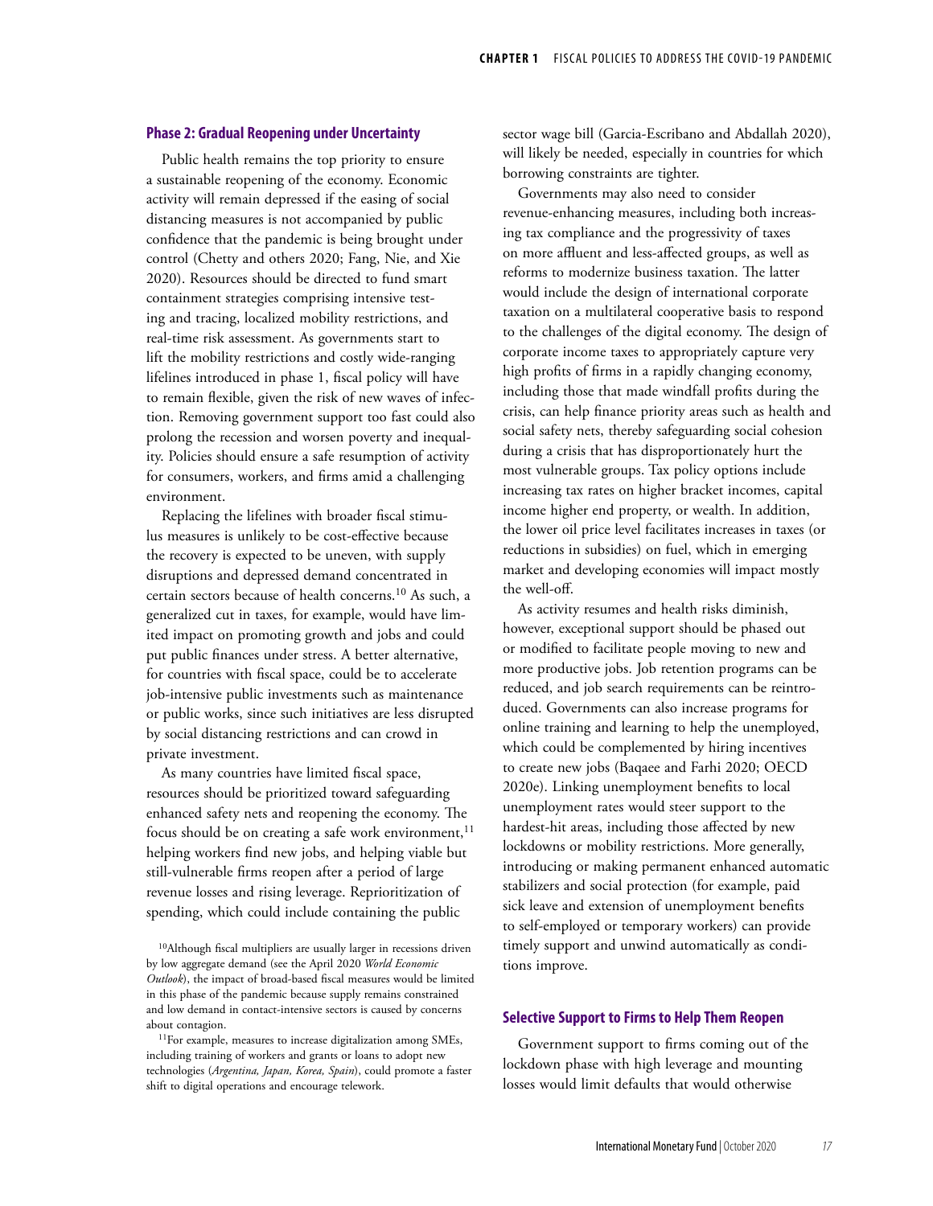### Phase 2: Gradual Reopening under Uncertainty

Public health remains the top priority to ensure a sustainable reopening of the economy. Economic activity will remain depressed if the easing of social distancing measures is not accompanied by public confidence that the pandemic is being brought under control (Chetty and others 2020; Fang, Nie, and Xie 2020). Resources should be directed to fund smart containment strategies comprising intensive testing and tracing, localized mobility restrictions, and real-time risk assessment. As governments start to lift the mobility restrictions and costly wide-ranging lifelines introduced in phase 1, fiscal policy will have to remain flexible, given the risk of new waves of infection. Removing government support too fast could also prolong the recession and worsen poverty and inequality. Policies should ensure a safe resumption of activity for consumers, workers, and firms amid a challenging environment.

Replacing the lifelines with broader fiscal stimulus measures is unlikely to be cost-effective because the recovery is expected to be uneven, with supply disruptions and depressed demand concentrated in certain sectors because of health concerns.[10] As such, a generalized cut in taxes, for example, would have limited impact on promoting growth and jobs and could put public finances under stress. A better alternative, for countries with fiscal space, could be to accelerate job-intensive public investments such as maintenance or public works, since such initiatives are less disrupted by social distancing restrictions and can crowd in private investment.

As many countries have limited fiscal space, resources should be prioritized toward safeguarding enhanced safety nets and reopening the economy. The focus should be on creating a safe work environment,[11] helping workers find new jobs, and helping viable but still-vulnerable firms reopen after a period of large revenue losses and rising leverage. Reprioritization of spending, which could include containing the public sector wage bill (Garcia-Escribano and Abdallah 2020), will likely be needed, especially in countries for which borrowing constraints are tighter.

Governments may also need to consider revenue-enhancing measures, including both increasing tax compliance and the progressivity of taxes on more affluent and less-affected groups, as well as reforms to modernize business taxation. The latter would include the design of international corporate taxation on a multilateral cooperative basis to respond to the challenges of the digital economy. The design of corporate income taxes to appropriately capture very high profits of firms in a rapidly changing economy, including those that made windfall profits during the crisis, can help finance priority areas such as health and social safety nets, thereby safeguarding social cohesion during a crisis that has disproportionately hurt the most vulnerable groups. Tax policy options include increasing tax rates on higher bracket incomes, capital income higher end property, or wealth. In addition, the lower oil price level facilitates increases in taxes (or reductions in subsidies) on fuel, which in emerging market and developing economies will impact mostly the well-off.

As activity resumes and health risks diminish, however, exceptional support should be phased out or modified to facilitate people moving to new and more productive jobs. Job retention programs can be reduced, and job search requirements can be reintroduced. Governments can also increase programs for online training and learning to help the unemployed, which could be complemented by hiring incentives to create new jobs (Baqaee and Farhi 2020; OECD 2020e). Linking unemployment benefits to local unemployment rates would steer support to the hardest-hit areas, including those affected by new lockdowns or mobility restrictions. More generally, introducing or making permanent enhanced automatic stabilizers and social protection (for example, paid sick leave and extension of unemployment benefits to self-employed or temporary workers) can provide timely support and unwind automatically as conditions improve.

### Selective Support to Firms to Help Them Reopen

Government support to firms coming out of the lockdown phase with high leverage and mounting losses would limit defaults that would otherwise

[10]Although fiscal multipliers are usually larger in recessions driven by low aggregate demand (see the April 2020 *World Economic Outlook*), the impact of broad-based fiscal measures would be limited in this phase of the pandemic because supply remains constrained and low demand in contact-intensive sectors is caused by concerns about contagion.

[11]For example, measures to increase digitalization among SMEs, including training of workers and grants or loans to adopt new technologies (*Argentina, Japan, Korea, Spain*), could promote a faster shift to digital operations and encourage telework.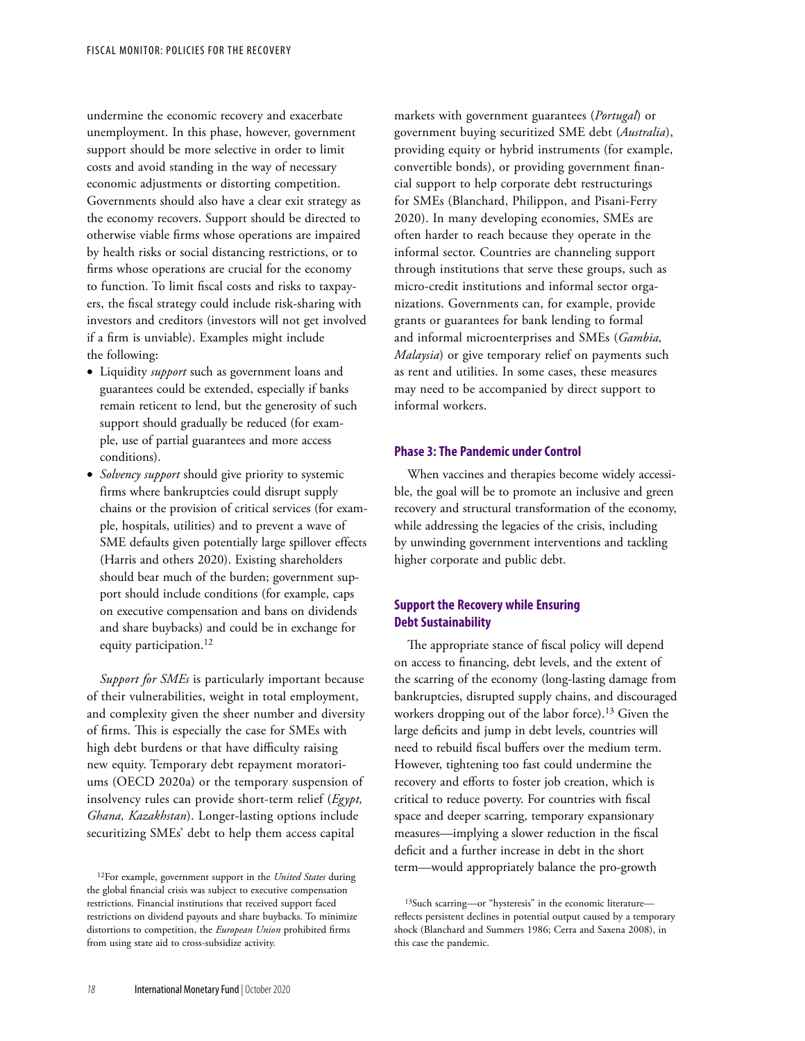undermine the economic recovery and exacerbate unemployment. In this phase, however, government support should be more selective in order to limit costs and avoid standing in the way of necessary economic adjustments or distorting competition. Governments should also have a clear exit strategy as the economy recovers. Support should be directed to otherwise viable firms whose operations are impaired by health risks or social distancing restrictions, or to firms whose operations are crucial for the economy to function. To limit fiscal costs and risks to taxpayers, the fiscal strategy could include risk-sharing with investors and creditors (investors will not get involved if a firm is unviable). Examples might include the following:

- Liquidity *support* such as government loans and guarantees could be extended, especially if banks remain reticent to lend, but the generosity of such support should gradually be reduced (for example, use of partial guarantees and more access conditions).
- *Solvency support* should give priority to systemic firms where bankruptcies could disrupt supply chains or the provision of critical services (for example, hospitals, utilities) and to prevent a wave of SME defaults given potentially large spillover effects (Harris and others 2020). Existing shareholders should bear much of the burden; government support should include conditions (for example, caps on executive compensation and bans on dividends and share buybacks) and could be in exchange for equity participation.[12]

*Support for SMEs* is particularly important because of their vulnerabilities, weight in total employment, and complexity given the sheer number and diversity of firms. This is especially the case for SMEs with high debt burdens or that have difficulty raising new equity. Temporary debt repayment moratoriums (OECD 2020a) or the temporary suspension of insolvency rules can provide short-term relief (*Egypt, Ghana, Kazakhstan*). Longer-lasting options include securitizing SMEs' debt to help them access capital markets with government guarantees (*Portugal*) or government buying securitized SME debt (*Australia*), providing equity or hybrid instruments (for example, convertible bonds), or providing government financial support to help corporate debt restructurings for SMEs (Blanchard, Philippon, and Pisani-Ferry 2020). In many developing economies, SMEs are often harder to reach because they operate in the informal sector. Countries are channeling support through institutions that serve these groups, such as micro-credit institutions and informal sector organizations. Governments can, for example, provide grants or guarantees for bank lending to formal and informal microenterprises and SMEs (*Gambia, Malaysia*) or give temporary relief on payments such as rent and utilities. In some cases, these measures may need to be accompanied by direct support to informal workers.

### Phase 3: The Pandemic under Control

When vaccines and therapies become widely accessible, the goal will be to promote an inclusive and green recovery and structural transformation of the economy, while addressing the legacies of the crisis, including by unwinding government interventions and tackling higher corporate and public debt.

### Support the Recovery while Ensuring Debt Sustainability

The appropriate stance of fiscal policy will depend on access to financing, debt levels, and the extent of the scarring of the economy (long-lasting damage from bankruptcies, disrupted supply chains, and discouraged workers dropping out of the labor force).[13] Given the large deficits and jump in debt levels, countries will need to rebuild fiscal buffers over the medium term. However, tightening too fast could undermine the recovery and efforts to foster job creation, which is critical to reduce poverty. For countries with fiscal space and deeper scarring, temporary expansionary measures—implying a slower reduction in the fiscal deficit and a further increase in debt in the short term—would appropriately balance the pro-growth

---

[12] For example, government support in the *United States* during the global financial crisis was subject to executive compensation restrictions. Financial institutions that received support faced restrictions on dividend payouts and share buybacks. To minimize distortions to competition, the *European Union* prohibited firms from using state aid to cross-subsidize activity.

[13] Such scarring—or "hysteresis" in the economic literature—reflects persistent declines in potential output caused by a temporary shock (Blanchard and Summers 1986; Cerra and Saxena 2008), in this case the pandemic.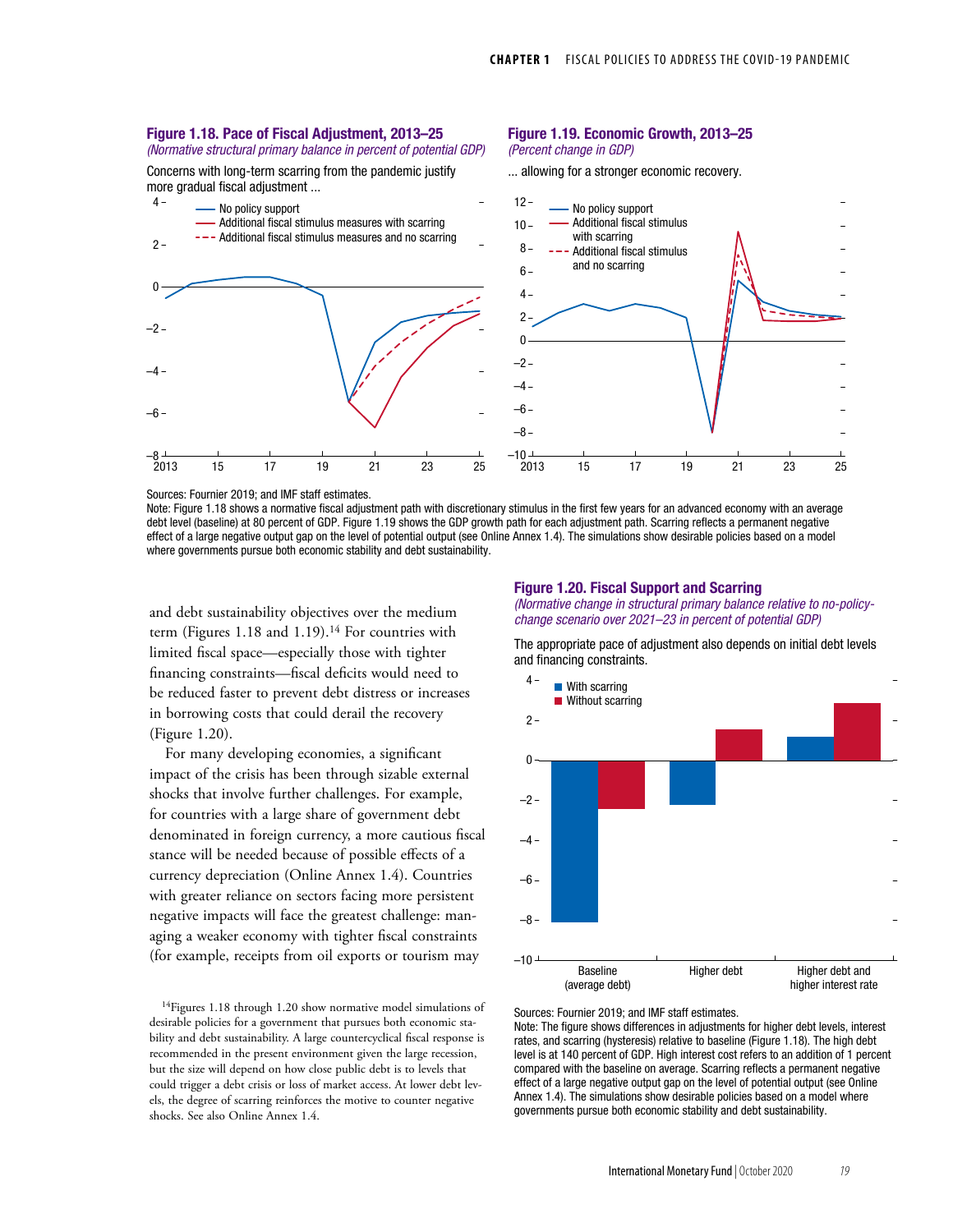### Figure 1.18. Pace of Fiscal Adjustment, 2013–25

*(Normative structural primary balance in percent of potential GDP)*

Concerns with long-term scarring from the pandemic justify more gradual fiscal adjustment ...

### Figure 1.19. Economic Growth, 2013–25

*(Percent change in GDP)*

... allowing for a stronger economic recovery.

Sources: Fournier 2019; and IMF staff estimates.

Note: Figure 1.18 shows a normative fiscal adjustment path with discretionary stimulus in the first few years for an advanced economy with an average debt level (baseline) at 80 percent of GDP. Figure 1.19 shows the GDP growth path for each adjustment path. Scarring reflects a permanent negative effect of a large negative output gap on the level of potential output (see Online Annex 1.4). The simulations show desirable policies based on a model where governments pursue both economic stability and debt sustainability.

and debt sustainability objectives over the medium term (Figures 1.18 and 1.19).[14] For countries with limited fiscal space—especially those with tighter financing constraints—fiscal deficits would need to be reduced faster to prevent debt distress or increases in borrowing costs that could derail the recovery (Figure 1.20).

For many developing economies, a significant impact of the crisis has been through sizable external shocks that involve further challenges. For example, for countries with a large share of government debt denominated in foreign currency, a more cautious fiscal stance will be needed because of possible effects of a currency depreciation (Online Annex 1.4). Countries with greater reliance on sectors facing more persistent negative impacts will face the greatest challenge: managing a weaker economy with tighter fiscal constraints (for example, receipts from oil exports or tourism may

[14]Figures 1.18 through 1.20 show normative model simulations of desirable policies for a government that pursues both economic stability and debt sustainability. A large countercyclical fiscal response is recommended in the present environment given the large recession, but the size will depend on how close public debt is to levels that could trigger a debt crisis or loss of market access. At lower debt levels, the degree of scarring reinforces the motive to counter negative shocks. See also Online Annex 1.4.

### Figure 1.20. Fiscal Support and Scarring

*(Normative change in structural primary balance relative to no-policy-change scenario over 2021–23 in percent of potential GDP)*

The appropriate pace of adjustment also depends on initial debt levels and financing constraints.

Sources: Fournier 2019; and IMF staff estimates.

Note: The figure shows differences in adjustments for higher debt levels, interest rates, and scarring (hysteresis) relative to baseline (Figure 1.18). The high debt level is at 140 percent of GDP. High interest cost refers to an addition of 1 percent compared with the baseline on average. Scarring reflects a permanent negative effect of a large negative output gap on the level of potential output (see Online Annex 1.4). The simulations show desirable policies based on a model where governments pursue both economic stability and debt sustainability.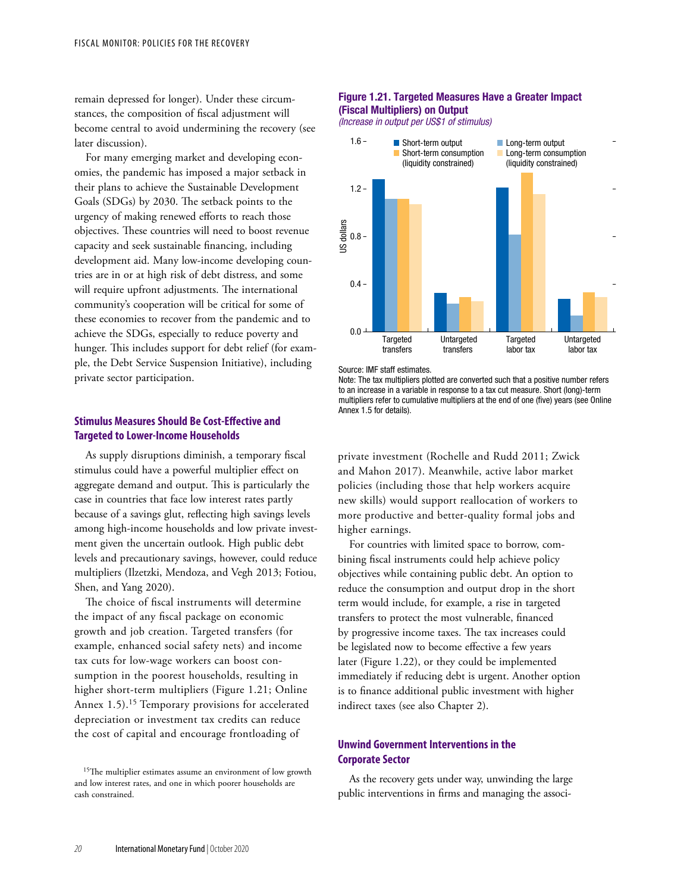remain depressed for longer). Under these circumstances, the composition of fiscal adjustment will become central to avoid undermining the recovery (see later discussion).

For many emerging market and developing economies, the pandemic has imposed a major setback in their plans to achieve the Sustainable Development Goals (SDGs) by 2030. The setback points to the urgency of making renewed efforts to reach those objectives. These countries will need to boost revenue capacity and seek sustainable financing, including development aid. Many low-income developing countries are in or at high risk of debt distress, and some will require upfront adjustments. The international community's cooperation will be critical for some of these economies to recover from the pandemic and to achieve the SDGs, especially to reduce poverty and hunger. This includes support for debt relief (for example, the Debt Service Suspension Initiative), including private sector participation.

## Stimulus Measures Should Be Cost-Effective and Targeted to Lower-Income Households

As supply disruptions diminish, a temporary fiscal stimulus could have a powerful multiplier effect on aggregate demand and output. This is particularly the case in countries that face low interest rates partly because of a savings glut, reflecting high savings levels among high-income households and low private investment given the uncertain outlook. High public debt levels and precautionary savings, however, could reduce multipliers (Ilzetzki, Mendoza, and Vegh 2013; Fotiou, Shen, and Yang 2020).

The choice of fiscal instruments will determine the impact of any fiscal package on economic growth and job creation. Targeted transfers (for example, enhanced social safety nets) and income tax cuts for low-wage workers can boost consumption in the poorest households, resulting in higher short-term multipliers (Figure 1.21; Online Annex 1.5).[15] Temporary provisions for accelerated depreciation or investment tax credits can reduce the cost of capital and encourage frontloading of private investment (Rochelle and Rudd 2011; Zwick and Mahon 2017). Meanwhile, active labor market policies (including those that help workers acquire new skills) would support reallocation of workers to more productive and better-quality formal jobs and higher earnings.

**Figure 1.21. Targeted Measures Have a Greater Impact (Fiscal Multipliers) on Output**

*(Increase in output per US$1 of stimulus)*

| | Short-term output | Long-term output | Short-term consumption (liquidity constrained) | Long-term consumption (liquidity constrained) |
|---|---|---|---|---|
| Targeted transfers | 1.27 | 1.11 | 1.11 | 1.07 |
| Untargeted transfers | 0.32 | 0.23 | 0.29 | 0.25 |
| Targeted labor tax | 1.21 | 0.81 | 1.33 | 1.15 |
| Untargeted labor tax | 0.27 | 0.13 | 0.33 | 0.29 |

Source: IMF staff estimates.

Note: The tax multipliers plotted are converted such that a positive number refers to an increase in a variable in response to a tax cut measure. Short (long)-term multipliers refer to cumulative multipliers at the end of one (five) years (see Online Annex 1.5 for details).

For countries with limited space to borrow, combining fiscal instruments could help achieve policy objectives while containing public debt. An option to reduce the consumption and output drop in the short term would include, for example, a rise in targeted transfers to protect the most vulnerable, financed by progressive income taxes. The tax increases could be legislated now to become effective a few years later (Figure 1.22), or they could be implemented immediately if reducing debt is urgent. Another option is to finance additional public investment with higher indirect taxes (see also Chapter 2).

## Unwind Government Interventions in the Corporate Sector

As the recovery gets under way, unwinding the large public interventions in firms and managing the associ-

[15]The multiplier estimates assume an environment of low growth and low interest rates, and one in which poorer households are cash constrained.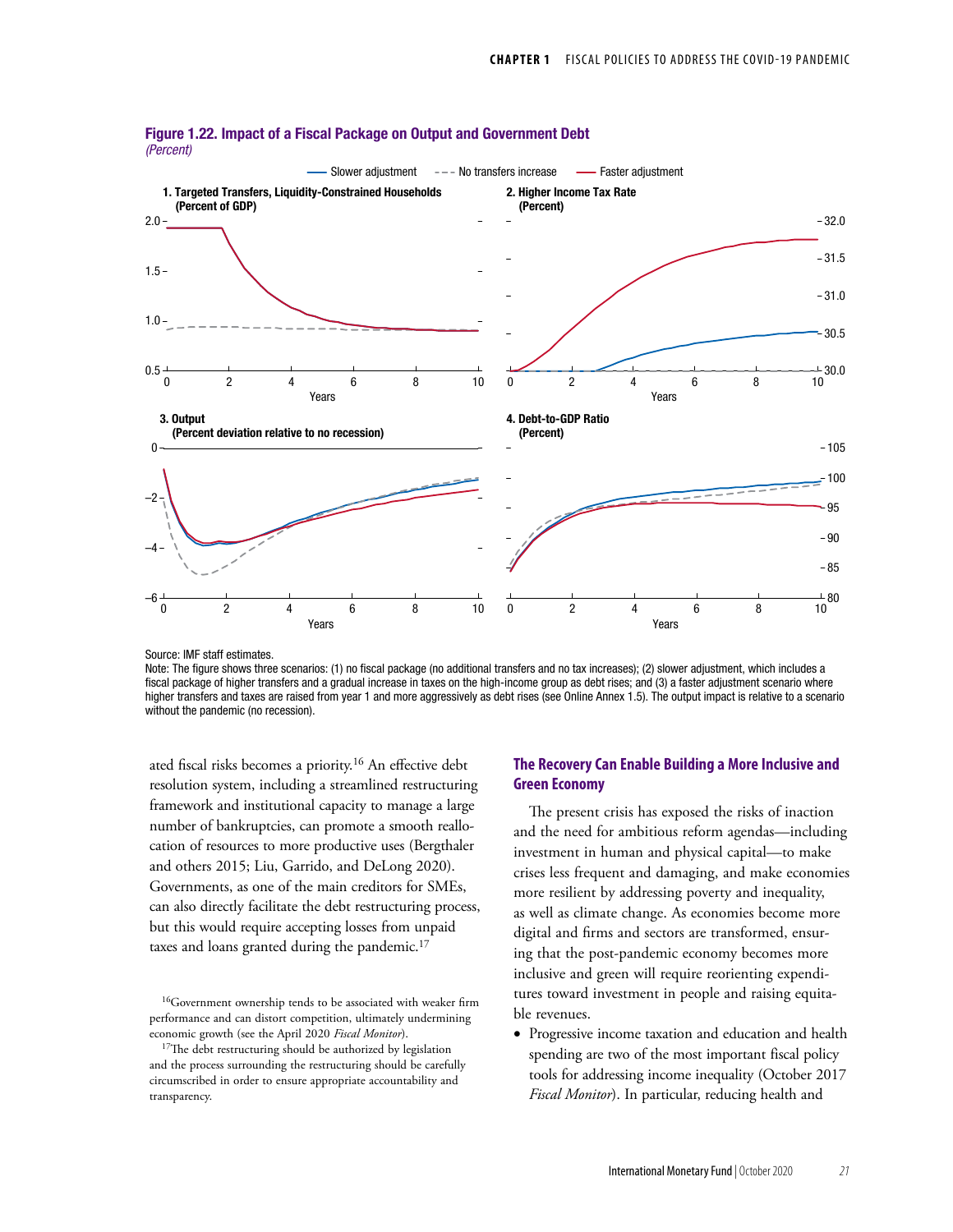**Figure 1.22. Impact of a Fiscal Package on Output and Government Debt**
*(Percent)*

Source: IMF staff estimates.
Note: The figure shows three scenarios: (1) no fiscal package (no additional transfers and no tax increases); (2) slower adjustment, which includes a fiscal package of higher transfers and a gradual increase in taxes on the high-income group as debt rises; and (3) a faster adjustment scenario where higher transfers and taxes are raised from year 1 and more aggressively as debt rises (see Online Annex 1.5). The output impact is relative to a scenario without the pandemic (no recession).

ated fiscal risks becomes a priority.[16] An effective debt resolution system, including a streamlined restructuring framework and institutional capacity to manage a large number of bankruptcies, can promote a smooth reallocation of resources to more productive uses (Bergthaler and others 2015; Liu, Garrido, and DeLong 2020). Governments, as one of the main creditors for SMEs, can also directly facilitate the debt restructuring process, but this would require accepting losses from unpaid taxes and loans granted during the pandemic.[17]

[16]Government ownership tends to be associated with weaker firm performance and can distort competition, ultimately undermining economic growth (see the April 2020 *Fiscal Monitor*).

[17]The debt restructuring should be authorized by legislation and the process surrounding the restructuring should be carefully circumscribed in order to ensure appropriate accountability and transparency.

## The Recovery Can Enable Building a More Inclusive and Green Economy

The present crisis has exposed the risks of inaction and the need for ambitious reform agendas—including investment in human and physical capital—to make crises less frequent and damaging, and make economies more resilient by addressing poverty and inequality, as well as climate change. As economies become more digital and firms and sectors are transformed, ensuring that the post-pandemic economy becomes more inclusive and green will require reorienting expenditures toward investment in people and raising equitable revenues.

- Progressive income taxation and education and health spending are two of the most important fiscal policy tools for addressing income inequality (October 2017 *Fiscal Monitor*). In particular, reducing health and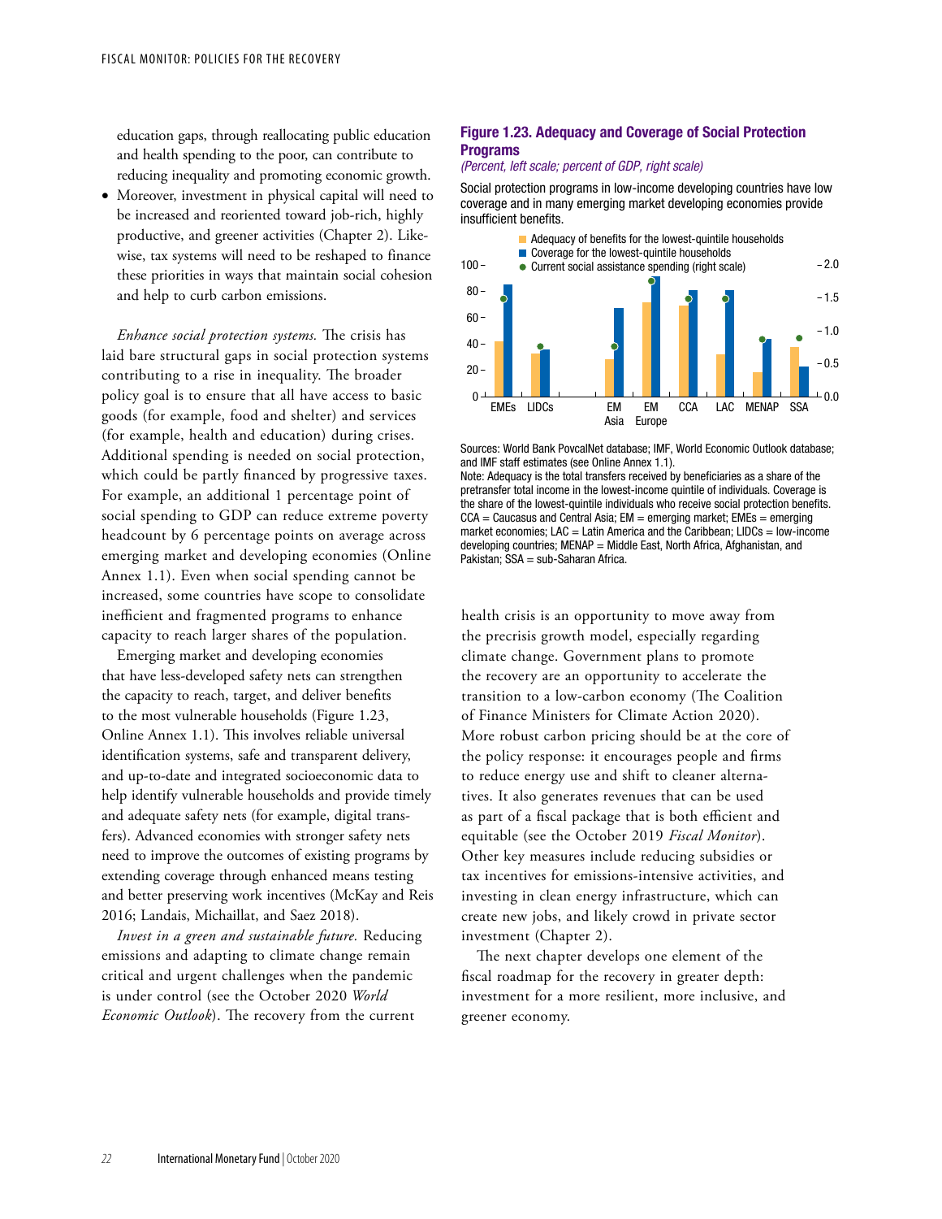education gaps, through reallocating public education and health spending to the poor, can contribute to reducing inequality and promoting economic growth.

- Moreover, investment in physical capital will need to be increased and reoriented toward job-rich, highly productive, and greener activities (Chapter 2). Likewise, tax systems will need to be reshaped to finance these priorities in ways that maintain social cohesion and help to curb carbon emissions.

*Enhance social protection systems.* The crisis has laid bare structural gaps in social protection systems contributing to a rise in inequality. The broader policy goal is to ensure that all have access to basic goods (for example, food and shelter) and services (for example, health and education) during crises. Additional spending is needed on social protection, which could be partly financed by progressive taxes. For example, an additional 1 percentage point of social spending to GDP can reduce extreme poverty headcount by 6 percentage points on average across emerging market and developing economies (Online Annex 1.1). Even when social spending cannot be increased, some countries have scope to consolidate inefficient and fragmented programs to enhance capacity to reach larger shares of the population.

Emerging market and developing economies that have less-developed safety nets can strengthen the capacity to reach, target, and deliver benefits to the most vulnerable households (Figure 1.23, Online Annex 1.1). This involves reliable universal identification systems, safe and transparent delivery, and up-to-date and integrated socioeconomic data to help identify vulnerable households and provide timely and adequate safety nets (for example, digital transfers). Advanced economies with stronger safety nets need to improve the outcomes of existing programs by extending coverage through enhanced means testing and better preserving work incentives (McKay and Reis 2016; Landais, Michaillat, and Saez 2018).

*Invest in a green and sustainable future.* Reducing emissions and adapting to climate change remain critical and urgent challenges when the pandemic is under control (see the October 2020 *World Economic Outlook*). The recovery from the current health crisis is an opportunity to move away from the precrisis growth model, especially regarding climate change. Government plans to promote the recovery are an opportunity to accelerate the transition to a low-carbon economy (The Coalition of Finance Ministers for Climate Action 2020). More robust carbon pricing should be at the core of the policy response: it encourages people and firms to reduce energy use and shift to cleaner alternatives. It also generates revenues that can be used as part of a fiscal package that is both efficient and equitable (see the October 2019 *Fiscal Monitor*). Other key measures include reducing subsidies or tax incentives for emissions-intensive activities, and investing in clean energy infrastructure, which can create new jobs, and likely crowd in private sector investment (Chapter 2).

The next chapter develops one element of the fiscal roadmap for the recovery in greater depth: investment for a more resilient, more inclusive, and greener economy.

**Figure 1.23. Adequacy and Coverage of Social Protection Programs**

*(Percent, left scale; percent of GDP, right scale)*

Social protection programs in low-income developing countries have low coverage and in many emerging market developing economies provide insufficient benefits.

Sources: World Bank PovcalNet database; IMF, World Economic Outlook database; and IMF staff estimates (see Online Annex 1.1).

Note: Adequacy is the total transfers received by beneficiaries as a share of the pretransfer total income in the lowest-income quintile of individuals. Coverage is the share of the lowest-quintile individuals who receive social protection benefits. CCA = Caucasus and Central Asia; EM = emerging market; EMEs = emerging market economies; LAC = Latin America and the Caribbean; LIDCs = low-income developing countries; MENAP = Middle East, North Africa, Afghanistan, and Pakistan; SSA = sub-Saharan Africa.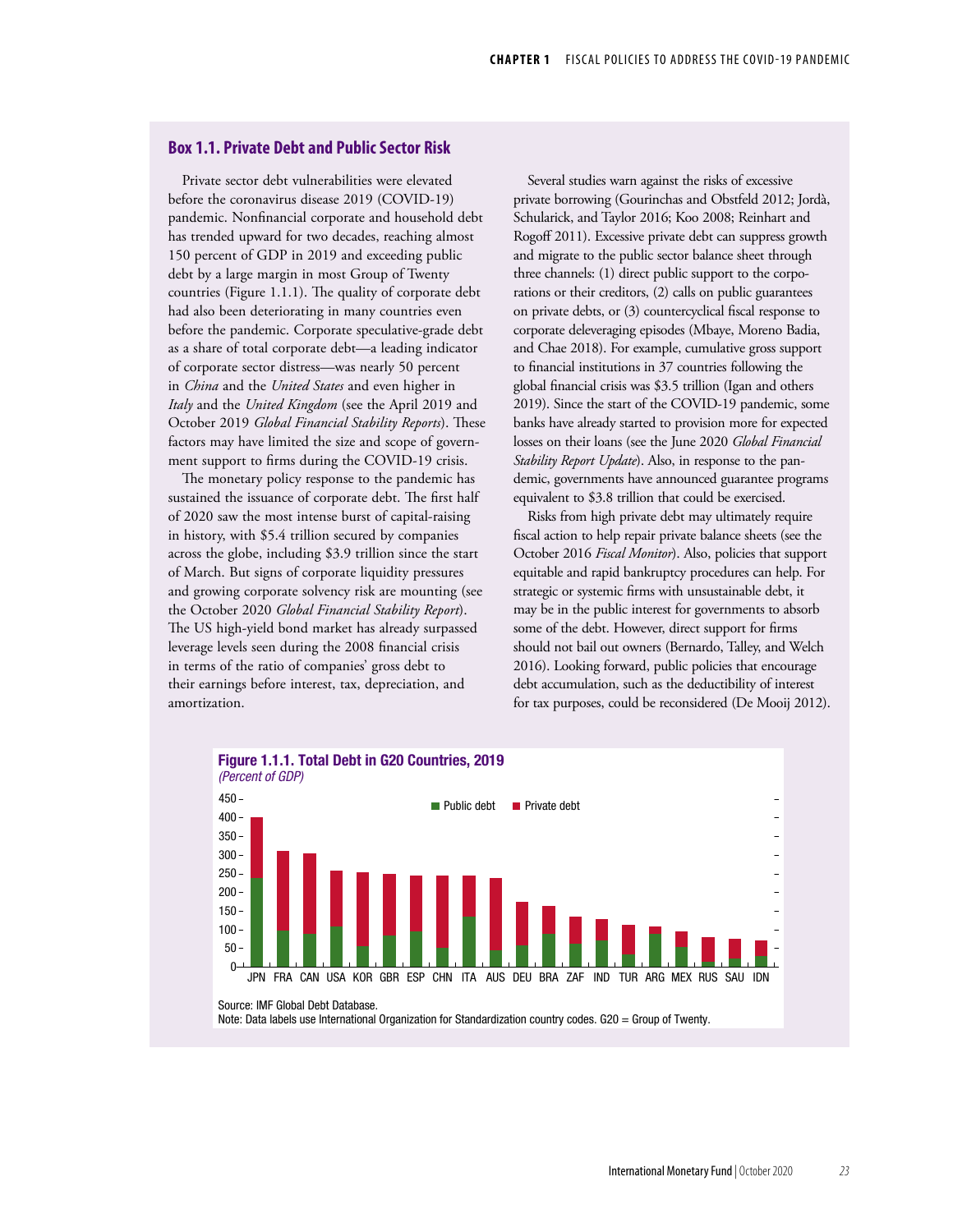## Box 1.1. Private Debt and Public Sector Risk

Private sector debt vulnerabilities were elevated before the coronavirus disease 2019 (COVID-19) pandemic. Nonfinancial corporate and household debt has trended upward for two decades, reaching almost 150 percent of GDP in 2019 and exceeding public debt by a large margin in most Group of Twenty countries (Figure 1.1.1). The quality of corporate debt had also been deteriorating in many countries even before the pandemic. Corporate speculative-grade debt as a share of total corporate debt—a leading indicator of corporate sector distress—was nearly 50 percent in *China* and the *United States* and even higher in *Italy* and the *United Kingdom* (see the April 2019 and October 2019 *Global Financial Stability Reports*). These factors may have limited the size and scope of government support to firms during the COVID-19 crisis.

The monetary policy response to the pandemic has sustained the issuance of corporate debt. The first half of 2020 saw the most intense burst of capital-raising in history, with $5.4 trillion secured by companies across the globe, including $3.9 trillion since the start of March. But signs of corporate liquidity pressures and growing corporate solvency risk are mounting (see the October 2020 *Global Financial Stability Report*). The US high-yield bond market has already surpassed leverage levels seen during the 2008 financial crisis in terms of the ratio of companies' gross debt to their earnings before interest, tax, depreciation, and amortization.

Several studies warn against the risks of excessive private borrowing (Gourinchas and Obstfeld 2012; Jordà, Schularick, and Taylor 2016; Koo 2008; Reinhart and Rogoff 2011). Excessive private debt can suppress growth and migrate to the public sector balance sheet through three channels: (1) direct public support to the corporations or their creditors, (2) calls on public guarantees on private debts, or (3) countercyclical fiscal response to corporate deleveraging episodes (Mbaye, Moreno Badia, and Chae 2018). For example, cumulative gross support to financial institutions in 37 countries following the global financial crisis was $3.5 trillion (Igan and others 2019). Since the start of the COVID-19 pandemic, some banks have already started to provision more for expected losses on their loans (see the June 2020 *Global Financial Stability Report Update*). Also, in response to the pandemic, governments have announced guarantee programs equivalent to $3.8 trillion that could be exercised.

Risks from high private debt may ultimately require fiscal action to help repair private balance sheets (see the October 2016 *Fiscal Monitor*). Also, policies that support equitable and rapid bankruptcy procedures can help. For strategic or systemic firms with unsustainable debt, it may be in the public interest for governments to absorb some of the debt. However, direct support for firms should not bail out owners (Bernardo, Talley, and Welch 2016). Looking forward, public policies that encourage debt accumulation, such as the deductibility of interest for tax purposes, could be reconsidered (De Mooij 2012).

**Figure 1.1.1. Total Debt in G20 Countries, 2019**
*(Percent of GDP)*

Source: IMF Global Debt Database.
Note: Data labels use International Organization for Standardization country codes. G20 = Group of Twenty.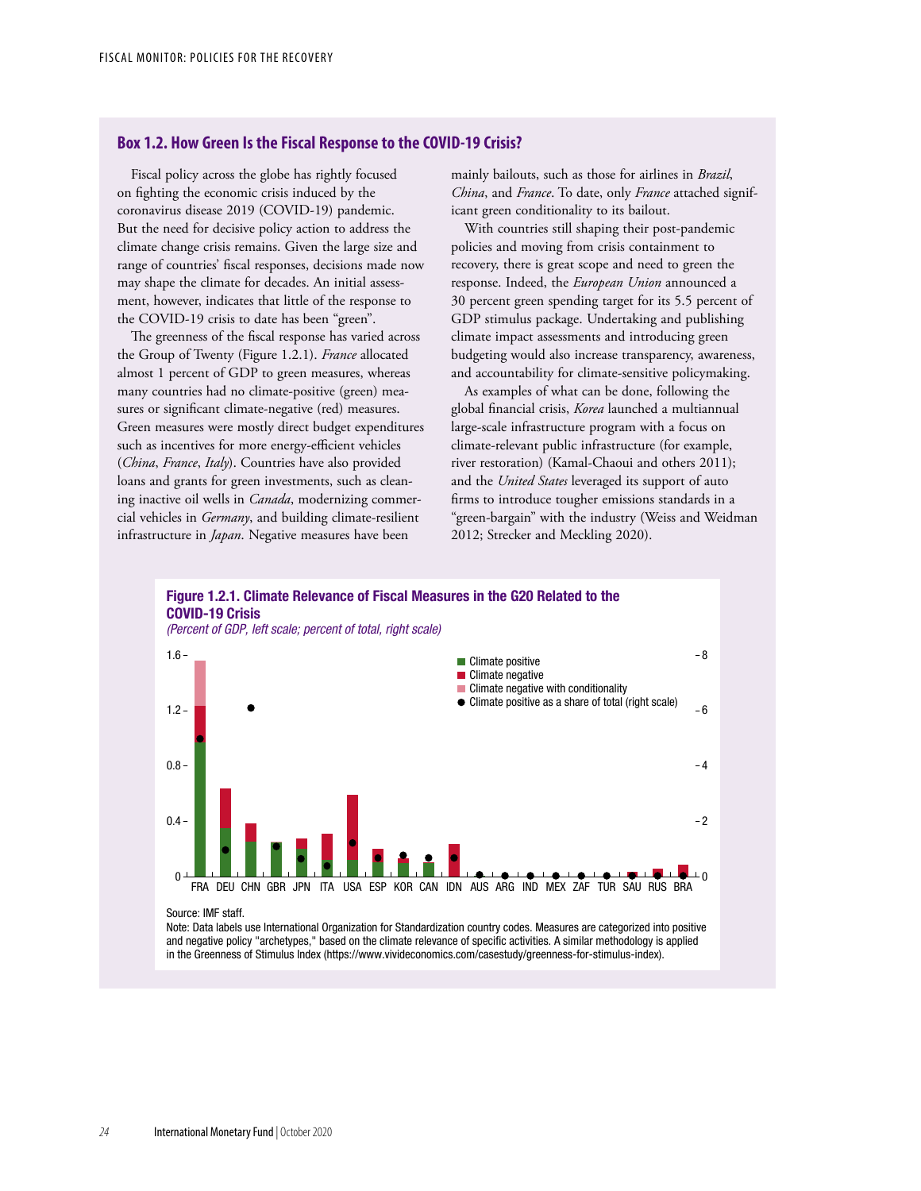## Box 1.2. How Green Is the Fiscal Response to the COVID-19 Crisis?

Fiscal policy across the globe has rightly focused on fighting the economic crisis induced by the coronavirus disease 2019 (COVID-19) pandemic. But the need for decisive policy action to address the climate change crisis remains. Given the large size and range of countries' fiscal responses, decisions made now may shape the climate for decades. An initial assessment, however, indicates that little of the response to the COVID-19 crisis to date has been "green".

The greenness of the fiscal response has varied across the Group of Twenty (Figure 1.2.1). *France* allocated almost 1 percent of GDP to green measures, whereas many countries had no climate-positive (green) measures or significant climate-negative (red) measures. Green measures were mostly direct budget expenditures such as incentives for more energy-efficient vehicles (*China*, *France*, *Italy*). Countries have also provided loans and grants for green investments, such as cleaning inactive oil wells in *Canada*, modernizing commercial vehicles in *Germany*, and building climate-resilient infrastructure in *Japan*. Negative measures have been mainly bailouts, such as those for airlines in *Brazil*, *China*, and *France*. To date, only *France* attached significant green conditionality to its bailout.

With countries still shaping their post-pandemic policies and moving from crisis containment to recovery, there is great scope and need to green the response. Indeed, the *European Union* announced a 30 percent green spending target for its 5.5 percent of GDP stimulus package. Undertaking and publishing climate impact assessments and introducing green budgeting would also increase transparency, awareness, and accountability for climate-sensitive policymaking.

As examples of what can be done, following the global financial crisis, *Korea* launched a multiannual large-scale infrastructure program with a focus on climate-relevant public infrastructure (for example, river restoration) (Kamal-Chaoui and others 2011); and the *United States* leveraged its support of auto firms to introduce tougher emissions standards in a "green-bargain" with the industry (Weiss and Weidman 2012; Strecker and Meckling 2020).

**Figure 1.2.1. Climate Relevance of Fiscal Measures in the G20 Related to the COVID-19 Crisis**

*(Percent of GDP, left scale; percent of total, right scale)*

Legend: Climate positive; Climate negative; Climate negative with conditionality; Climate positive as a share of total (right scale)

Countries: FRA, DEU, CHN, GBR, JPN, ITA, USA, ESP, KOR, CAN, IDN, AUS, ARG, IND, MEX, ZAF, TUR, SAU, RUS, BRA

Source: IMF staff.

Note: Data labels use International Organization for Standardization country codes. Measures are categorized into positive and negative policy "archetypes," based on the climate relevance of specific activities. A similar methodology is applied in the Greenness of Stimulus Index (https://www.vivideconomics.com/casestudy/greenness-for-stimulus-index).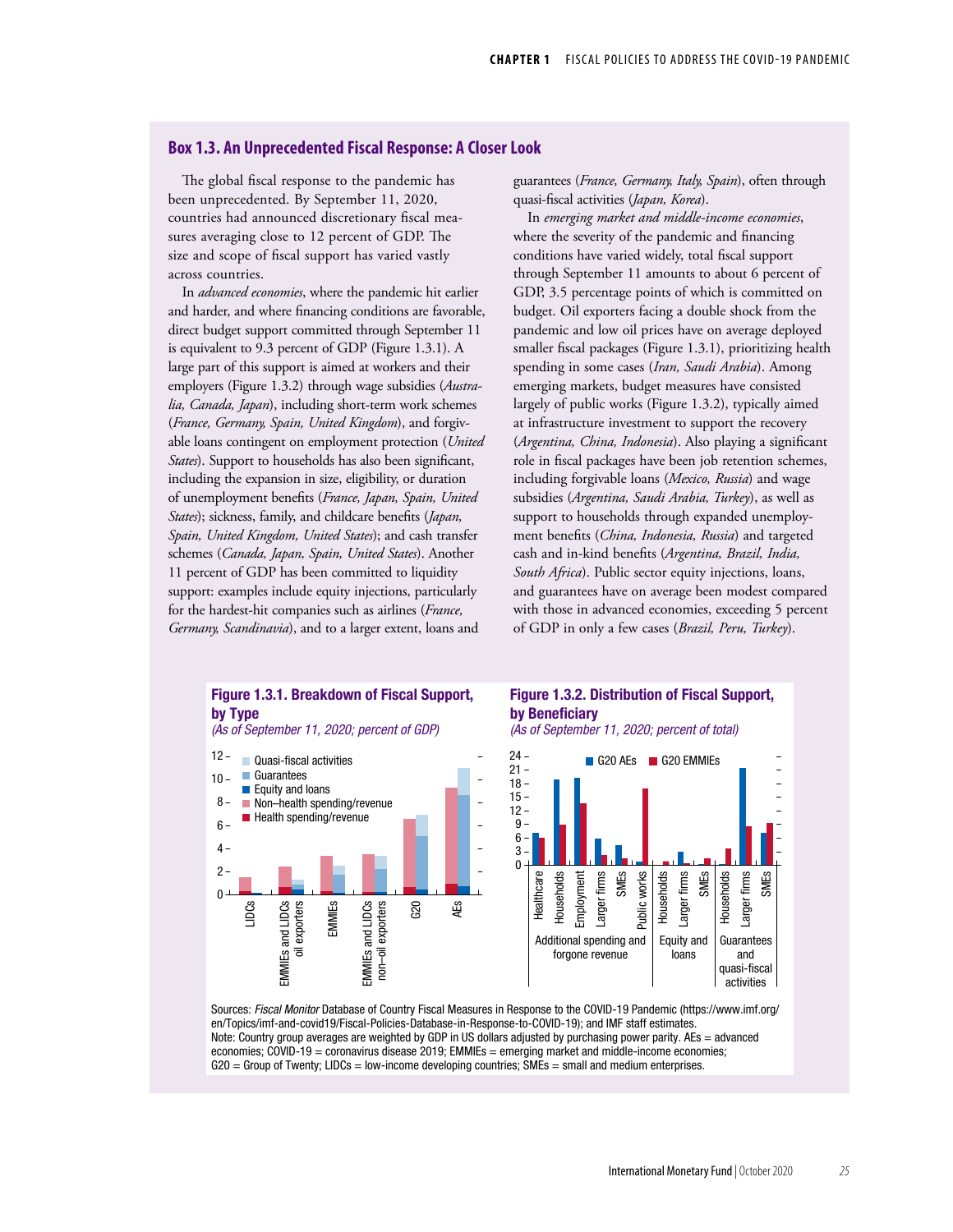## Box 1.3. An Unprecedented Fiscal Response: A Closer Look

The global fiscal response to the pandemic has been unprecedented. By September 11, 2020, countries had announced discretionary fiscal measures averaging close to 12 percent of GDP. The size and scope of fiscal support has varied vastly across countries.

In *advanced economies*, where the pandemic hit earlier and harder, and where financing conditions are favorable, direct budget support committed through September 11 is equivalent to 9.3 percent of GDP (Figure 1.3.1). A large part of this support is aimed at workers and their employers (Figure 1.3.2) through wage subsidies (*Australia, Canada, Japan*), including short-term work schemes (*France, Germany, Spain, United Kingdom*), and forgivable loans contingent on employment protection (*United States*). Support to households has also been significant, including the expansion in size, eligibility, or duration of unemployment benefits (*France, Japan, Spain, United States*); sickness, family, and childcare benefits (*Japan, Spain, United Kingdom, United States*); and cash transfer schemes (*Canada, Japan, Spain, United States*). Another 11 percent of GDP has been committed to liquidity support: examples include equity injections, particularly for the hardest-hit companies such as airlines (*France, Germany, Scandinavia*), and to a larger extent, loans and guarantees (*France, Germany, Italy, Spain*), often through quasi-fiscal activities (*Japan, Korea*).

In *emerging market and middle-income economies*, where the severity of the pandemic and financing conditions have varied widely, total fiscal support through September 11 amounts to about 6 percent of GDP, 3.5 percentage points of which is committed on budget. Oil exporters facing a double shock from the pandemic and low oil prices have on average deployed smaller fiscal packages (Figure 1.3.1), prioritizing health spending in some cases (*Iran, Saudi Arabia*). Among emerging markets, budget measures have consisted largely of public works (Figure 1.3.2), typically aimed at infrastructure investment to support the recovery (*Argentina, China, Indonesia*). Also playing a significant role in fiscal packages have been job retention schemes, including forgivable loans (*Mexico, Russia*) and wage subsidies (*Argentina, Saudi Arabia, Turkey*), as well as support to households through expanded unemployment benefits (*China, Indonesia, Russia*) and targeted cash and in-kind benefits (*Argentina, Brazil, India, South Africa*). Public sector equity injections, loans, and guarantees have on average been modest compared with those in advanced economies, exceeding 5 percent of GDP in only a few cases (*Brazil, Peru, Turkey*).

**Figure 1.3.1. Breakdown of Fiscal Support, by Type**
*(As of September 11, 2020; percent of GDP)*

**Figure 1.3.2. Distribution of Fiscal Support, by Beneficiary**
*(As of September 11, 2020; percent of total)*

Sources: *Fiscal Monitor* Database of Country Fiscal Measures in Response to the COVID-19 Pandemic (https://www.imf.org/en/Topics/imf-and-covid19/Fiscal-Policies-Database-in-Response-to-COVID-19); and IMF staff estimates.
Note: Country group averages are weighted by GDP in US dollars adjusted by purchasing power parity. AEs = advanced economies; COVID-19 = coronavirus disease 2019; EMMIEs = emerging market and middle-income economies; G20 = Group of Twenty; LIDCs = low-income developing countries; SMEs = small and medium enterprises.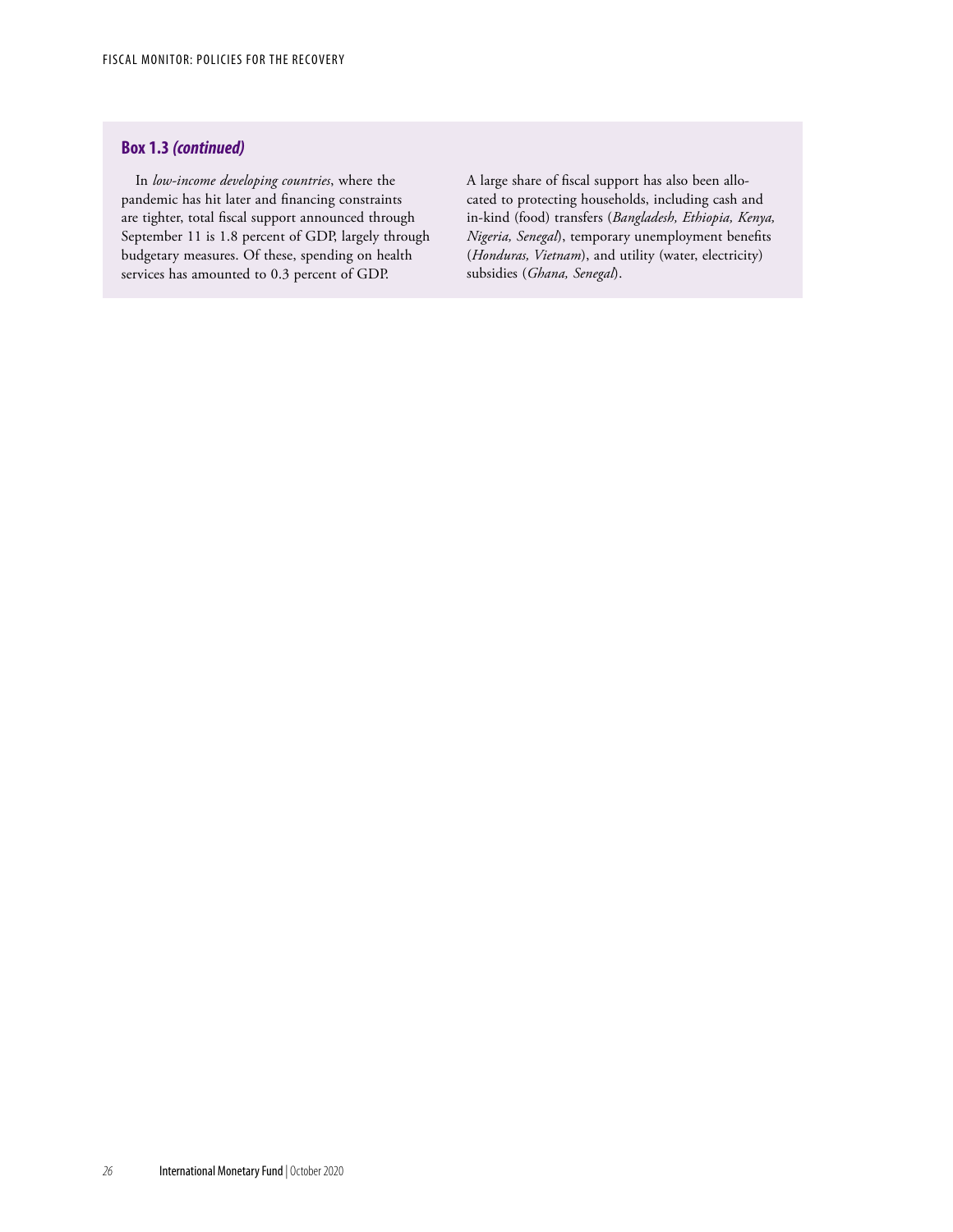### Box 1.3 *(continued)*

In *low-income developing countries*, where the pandemic has hit later and financing constraints are tighter, total fiscal support announced through September 11 is 1.8 percent of GDP, largely through budgetary measures. Of these, spending on health services has amounted to 0.3 percent of GDP. A large share of fiscal support has also been allocated to protecting households, including cash and in-kind (food) transfers (*Bangladesh, Ethiopia, Kenya, Nigeria, Senegal*), temporary unemployment benefits (*Honduras, Vietnam*), and utility (water, electricity) subsidies (*Ghana, Senegal*).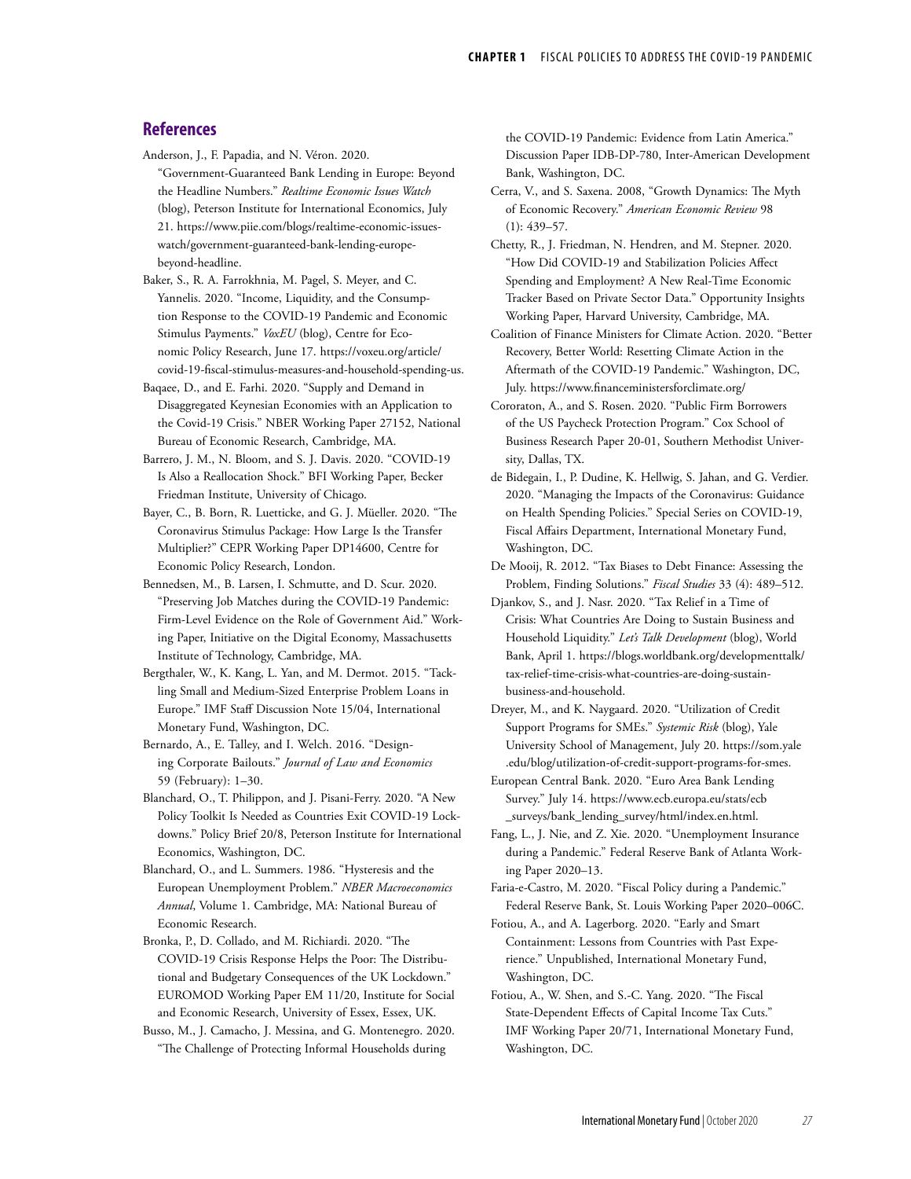## References

Anderson, J., F. Papadia, and N. Véron. 2020. "Government-Guaranteed Bank Lending in Europe: Beyond the Headline Numbers." *Realtime Economic Issues Watch* (blog), Peterson Institute for International Economics, July 21. https://www.piie.com/blogs/realtime-economic-issues-watch/government-guaranteed-bank-lending-europe-beyond-headline.

Baker, S., R. A. Farrokhnia, M. Pagel, S. Meyer, and C. Yannelis. 2020. "Income, Liquidity, and the Consumption Response to the COVID-19 Pandemic and Economic Stimulus Payments." *VoxEU* (blog), Centre for Economic Policy Research, June 17. https://voxeu.org/article/covid-19-fiscal-stimulus-measures-and-household-spending-us.

Baqaee, D., and E. Farhi. 2020. "Supply and Demand in Disaggregated Keynesian Economies with an Application to the Covid-19 Crisis." NBER Working Paper 27152, National Bureau of Economic Research, Cambridge, MA.

Barrero, J. M., N. Bloom, and S. J. Davis. 2020. "COVID-19 Is Also a Reallocation Shock." BFI Working Paper, Becker Friedman Institute, University of Chicago.

Bayer, C., B. Born, R. Luetticke, and G. J. Müeller. 2020. "The Coronavirus Stimulus Package: How Large Is the Transfer Multiplier?" CEPR Working Paper DP14600, Centre for Economic Policy Research, London.

Bennedsen, M., B. Larsen, I. Schmutte, and D. Scur. 2020. "Preserving Job Matches during the COVID-19 Pandemic: Firm-Level Evidence on the Role of Government Aid." Working Paper, Initiative on the Digital Economy, Massachusetts Institute of Technology, Cambridge, MA.

Bergthaler, W., K. Kang, L. Yan, and M. Dermot. 2015. "Tackling Small and Medium-Sized Enterprise Problem Loans in Europe." IMF Staff Discussion Note 15/04, International Monetary Fund, Washington, DC.

Bernardo, A., E. Talley, and I. Welch. 2016. "Designing Corporate Bailouts." *Journal of Law and Economics* 59 (February): 1–30.

Blanchard, O., T. Philippon, and J. Pisani-Ferry. 2020. "A New Policy Toolkit Is Needed as Countries Exit COVID-19 Lockdowns." Policy Brief 20/8, Peterson Institute for International Economics, Washington, DC.

Blanchard, O., and L. Summers. 1986. "Hysteresis and the European Unemployment Problem." *NBER Macroeconomics Annual*, Volume 1. Cambridge, MA: National Bureau of Economic Research.

Bronka, P., D. Collado, and M. Richiardi. 2020. "The COVID-19 Crisis Response Helps the Poor: The Distributional and Budgetary Consequences of the UK Lockdown." EUROMOD Working Paper EM 11/20, Institute for Social and Economic Research, University of Essex, Essex, UK.

Busso, M., J. Camacho, J. Messina, and G. Montenegro. 2020. "The Challenge of Protecting Informal Households during the COVID-19 Pandemic: Evidence from Latin America." Discussion Paper IDB-DP-780, Inter-American Development Bank, Washington, DC.

Cerra, V., and S. Saxena. 2008, "Growth Dynamics: The Myth of Economic Recovery." *American Economic Review* 98 (1): 439–57.

Chetty, R., J. Friedman, N. Hendren, and M. Stepner. 2020. "How Did COVID-19 and Stabilization Policies Affect Spending and Employment? A New Real-Time Economic Tracker Based on Private Sector Data." Opportunity Insights Working Paper, Harvard University, Cambridge, MA.

Coalition of Finance Ministers for Climate Action. 2020. "Better Recovery, Better World: Resetting Climate Action in the Aftermath of the COVID-19 Pandemic." Washington, DC, July. https://www.financeministersforclimate.org/

Cororaton, A., and S. Rosen. 2020. "Public Firm Borrowers of the US Paycheck Protection Program." Cox School of Business Research Paper 20-01, Southern Methodist University, Dallas, TX.

de Bidegain, I., P. Dudine, K. Hellwig, S. Jahan, and G. Verdier. 2020. "Managing the Impacts of the Coronavirus: Guidance on Health Spending Policies." Special Series on COVID-19, Fiscal Affairs Department, International Monetary Fund, Washington, DC.

De Mooij, R. 2012. "Tax Biases to Debt Finance: Assessing the Problem, Finding Solutions." *Fiscal Studies* 33 (4): 489–512.

Djankov, S., and J. Nasr. 2020. "Tax Relief in a Time of Crisis: What Countries Are Doing to Sustain Business and Household Liquidity." *Let's Talk Development* (blog), World Bank, April 1. https://blogs.worldbank.org/developmenttalk/tax-relief-time-crisis-what-countries-are-doing-sustain-business-and-household.

Dreyer, M., and K. Naygaard. 2020. "Utilization of Credit Support Programs for SMEs." *Systemic Risk* (blog), Yale University School of Management, July 20. https://som.yale.edu/blog/utilization-of-credit-support-programs-for-smes.

European Central Bank. 2020. "Euro Area Bank Lending Survey." July 14. https://www.ecb.europa.eu/stats/ecb_surveys/bank_lending_survey/html/index.en.html.

Fang, L., J. Nie, and Z. Xie. 2020. "Unemployment Insurance during a Pandemic." Federal Reserve Bank of Atlanta Working Paper 2020–13.

Faria-e-Castro, M. 2020. "Fiscal Policy during a Pandemic." Federal Reserve Bank, St. Louis Working Paper 2020–006C.

Fotiou, A., and A. Lagerborg. 2020. "Early and Smart Containment: Lessons from Countries with Past Experience." Unpublished, International Monetary Fund, Washington, DC.

Fotiou, A., W. Shen, and S.-C. Yang. 2020. "The Fiscal State-Dependent Effects of Capital Income Tax Cuts." IMF Working Paper 20/71, International Monetary Fund, Washington, DC.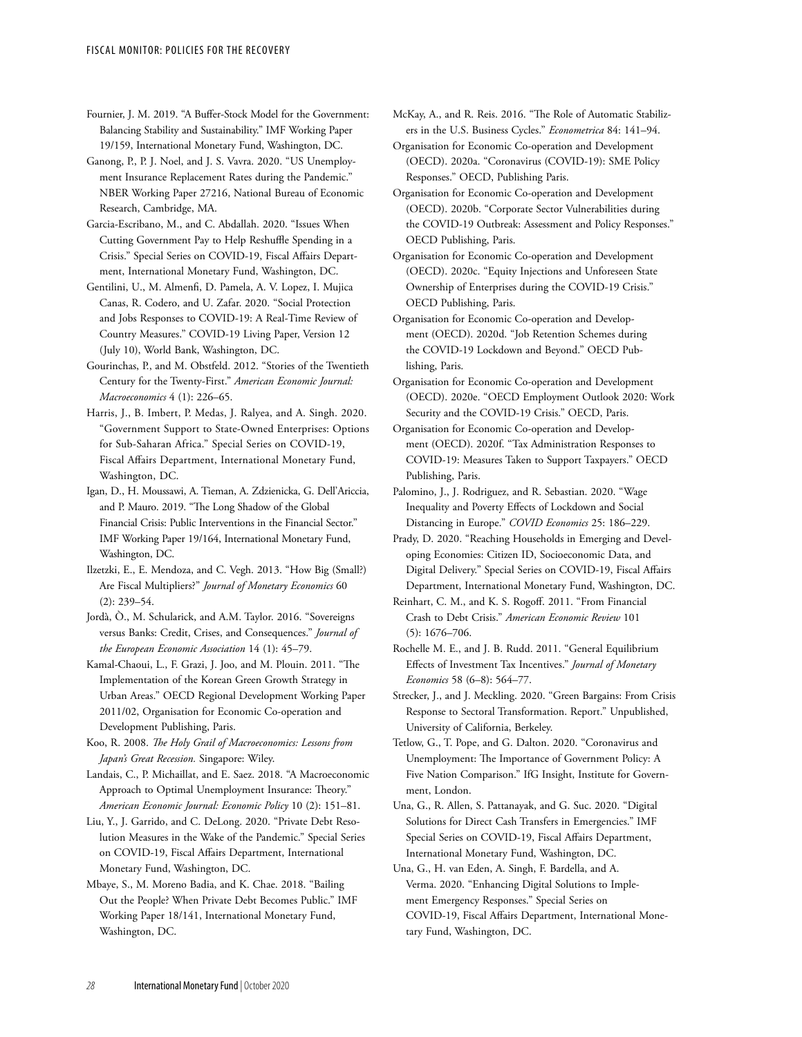Fournier, J. M. 2019. "A Buffer-Stock Model for the Government: Balancing Stability and Sustainability." IMF Working Paper 19/159, International Monetary Fund, Washington, DC.

Ganong, P., P. J. Noel, and J. S. Vavra. 2020. "US Unemployment Insurance Replacement Rates during the Pandemic." NBER Working Paper 27216, National Bureau of Economic Research, Cambridge, MA.

Garcia-Escribano, M., and C. Abdallah. 2020. "Issues When Cutting Government Pay to Help Reshuffle Spending in a Crisis." Special Series on COVID-19, Fiscal Affairs Department, International Monetary Fund, Washington, DC.

Gentilini, U., M. Almenfi, D. Pamela, A. V. Lopez, I. Mujica Canas, R. Codero, and U. Zafar. 2020. "Social Protection and Jobs Responses to COVID-19: A Real-Time Review of Country Measures." COVID-19 Living Paper, Version 12 (July 10), World Bank, Washington, DC.

Gourinchas, P., and M. Obstfeld. 2012. "Stories of the Twentieth Century for the Twenty-First." *American Economic Journal: Macroeconomics* 4 (1): 226–65.

Harris, J., B. Imbert, P. Medas, J. Ralyea, and A. Singh. 2020. "Government Support to State-Owned Enterprises: Options for Sub-Saharan Africa." Special Series on COVID-19, Fiscal Affairs Department, International Monetary Fund, Washington, DC.

Igan, D., H. Moussawi, A. Tieman, A. Zdzienicka, G. Dell'Ariccia, and P. Mauro. 2019. "The Long Shadow of the Global Financial Crisis: Public Interventions in the Financial Sector." IMF Working Paper 19/164, International Monetary Fund, Washington, DC.

Ilzetzki, E., E. Mendoza, and C. Vegh. 2013. "How Big (Small?) Are Fiscal Multipliers?" *Journal of Monetary Economics* 60 (2): 239–54.

Jordà, Ò., M. Schularick, and A.M. Taylor. 2016. "Sovereigns versus Banks: Credit, Crises, and Consequences." *Journal of the European Economic Association* 14 (1): 45–79.

Kamal-Chaoui, L., F. Grazi, J. Joo, and M. Plouin. 2011. "The Implementation of the Korean Green Growth Strategy in Urban Areas." OECD Regional Development Working Paper 2011/02, Organisation for Economic Co-operation and Development Publishing, Paris.

Koo, R. 2008. *The Holy Grail of Macroeconomics: Lessons from Japan's Great Recession.* Singapore: Wiley.

Landais, C., P. Michaillat, and E. Saez. 2018. "A Macroeconomic Approach to Optimal Unemployment Insurance: Theory." *American Economic Journal: Economic Policy* 10 (2): 151–81.

Liu, Y., J. Garrido, and C. DeLong. 2020. "Private Debt Resolution Measures in the Wake of the Pandemic." Special Series on COVID-19, Fiscal Affairs Department, International Monetary Fund, Washington, DC.

Mbaye, S., M. Moreno Badia, and K. Chae. 2018. "Bailing Out the People? When Private Debt Becomes Public." IMF Working Paper 18/141, International Monetary Fund, Washington, DC.

McKay, A., and R. Reis. 2016. "The Role of Automatic Stabilizers in the U.S. Business Cycles." *Econometrica* 84: 141–94.

Organisation for Economic Co-operation and Development (OECD). 2020a. "Coronavirus (COVID-19): SME Policy Responses." OECD, Publishing Paris.

Organisation for Economic Co-operation and Development (OECD). 2020b. "Corporate Sector Vulnerabilities during the COVID-19 Outbreak: Assessment and Policy Responses." OECD Publishing, Paris.

Organisation for Economic Co-operation and Development (OECD). 2020c. "Equity Injections and Unforeseen State Ownership of Enterprises during the COVID-19 Crisis." OECD Publishing, Paris.

Organisation for Economic Co-operation and Development (OECD). 2020d. "Job Retention Schemes during the COVID-19 Lockdown and Beyond." OECD Publishing, Paris.

Organisation for Economic Co-operation and Development (OECD). 2020e. "OECD Employment Outlook 2020: Work Security and the COVID-19 Crisis." OECD, Paris.

Organisation for Economic Co-operation and Development (OECD). 2020f. "Tax Administration Responses to COVID-19: Measures Taken to Support Taxpayers." OECD Publishing, Paris.

Palomino, J., J. Rodriguez, and R. Sebastian. 2020. "Wage Inequality and Poverty Effects of Lockdown and Social Distancing in Europe." *COVID Economics* 25: 186–229.

Prady, D. 2020. "Reaching Households in Emerging and Developing Economies: Citizen ID, Socioeconomic Data, and Digital Delivery." Special Series on COVID-19, Fiscal Affairs Department, International Monetary Fund, Washington, DC.

Reinhart, C. M., and K. S. Rogoff. 2011. "From Financial Crash to Debt Crisis." *American Economic Review* 101 (5): 1676–706.

Rochelle M. E., and J. B. Rudd. 2011. "General Equilibrium Effects of Investment Tax Incentives." *Journal of Monetary Economics* 58 (6–8): 564–77.

Strecker, J., and J. Meckling. 2020. "Green Bargains: From Crisis Response to Sectoral Transformation. Report." Unpublished, University of California, Berkeley.

Tetlow, G., T. Pope, and G. Dalton. 2020. "Coronavirus and Unemployment: The Importance of Government Policy: A Five Nation Comparison." IfG Insight, Institute for Government, London.

Una, G., R. Allen, S. Pattanayak, and G. Suc. 2020. "Digital Solutions for Direct Cash Transfers in Emergencies." IMF Special Series on COVID-19, Fiscal Affairs Department, International Monetary Fund, Washington, DC.

Una, G., H. van Eden, A. Singh, F. Bardella, and A. Verma. 2020. "Enhancing Digital Solutions to Implement Emergency Responses." Special Series on COVID-19, Fiscal Affairs Department, International Monetary Fund, Washington, DC.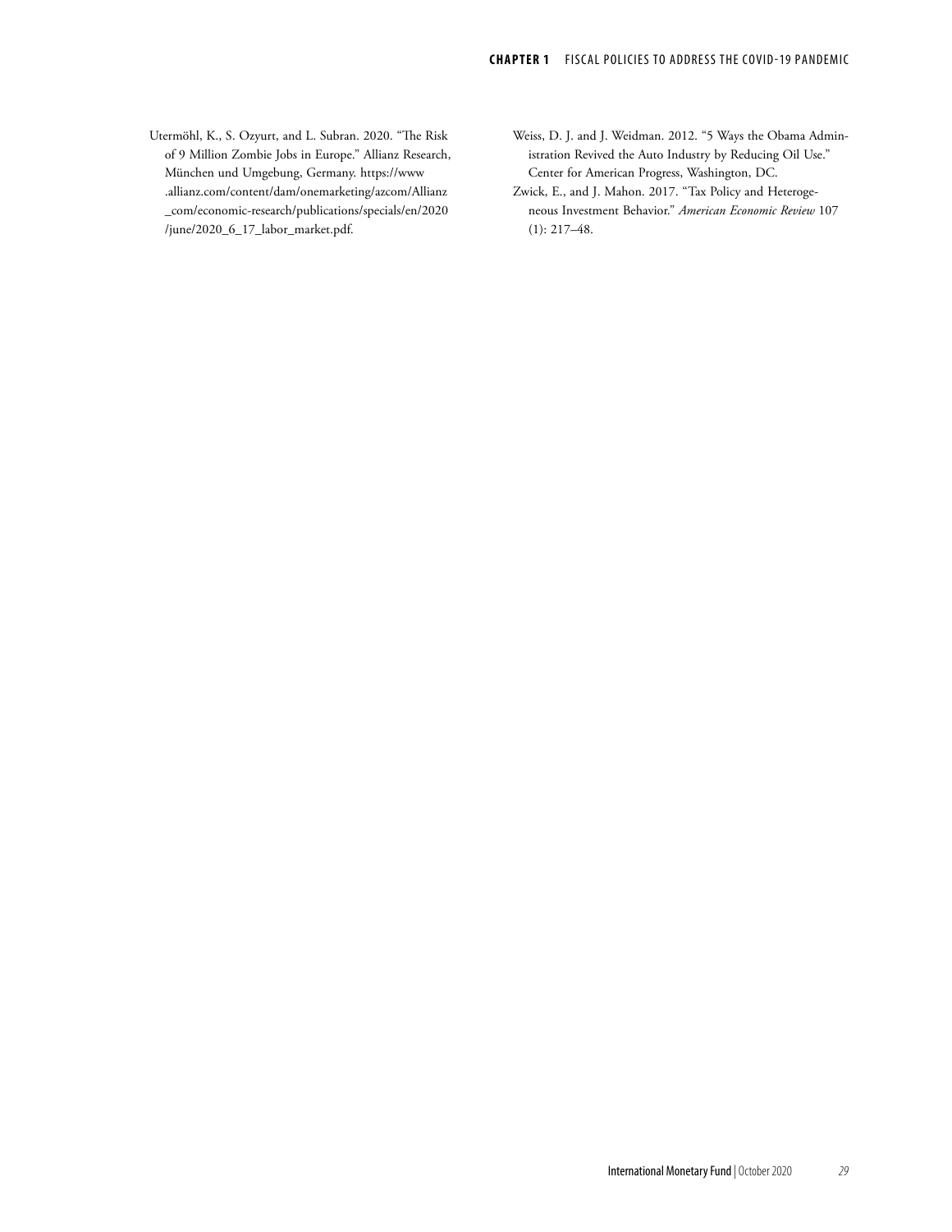Utermöhl, K., S. Ozyurt, and L. Subran. 2020. "The Risk of 9 Million Zombie Jobs in Europe." Allianz Research, München und Umgebung, Germany. https://www.allianz.com/content/dam/onemarketing/azcom/Allianz_com/economic-research/publications/specials/en/2020/june/2020_6_17_labor_market.pdf.

Weiss, D. J. and J. Weidman. 2012. "5 Ways the Obama Administration Revived the Auto Industry by Reducing Oil Use." Center for American Progress, Washington, DC.

Zwick, E., and J. Mahon. 2017. "Tax Policy and Heterogeneous Investment Behavior." *American Economic Review* 107 (1): 217–48.